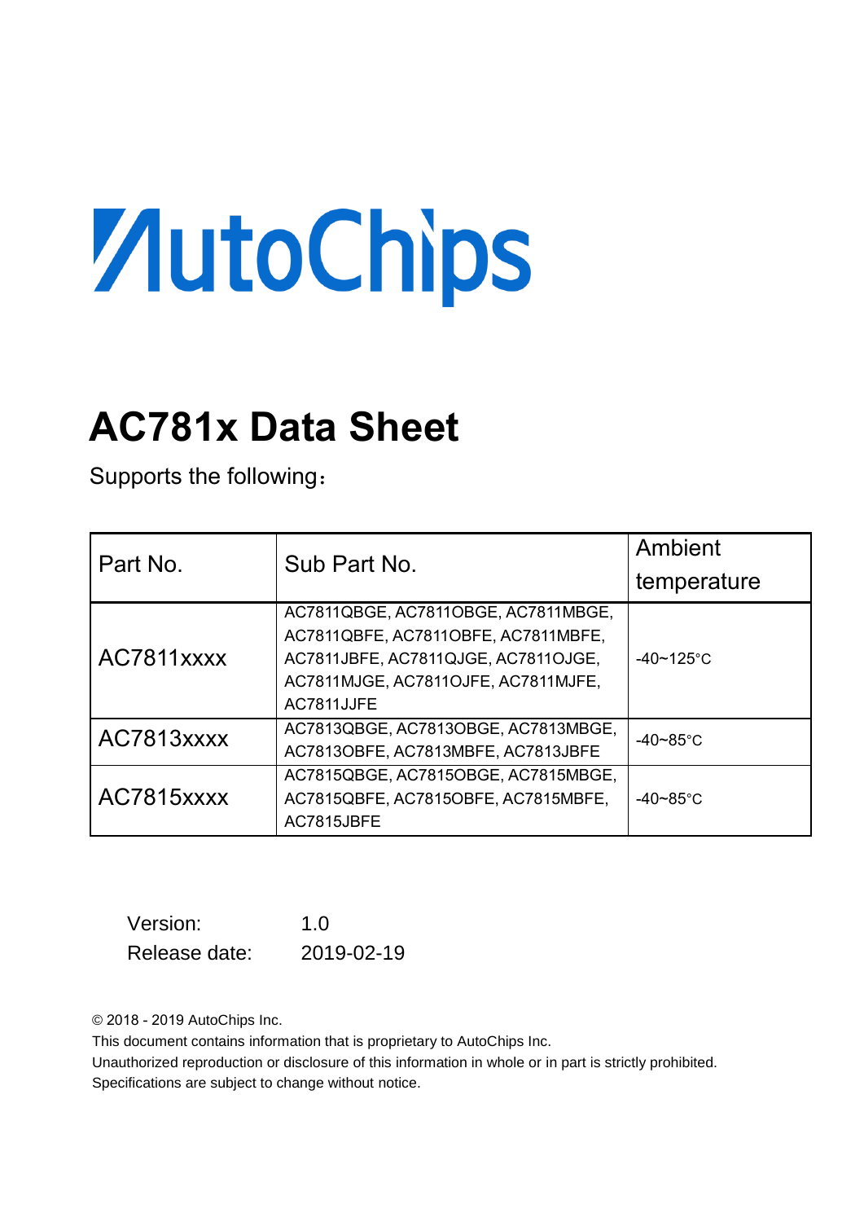AutoChips

# AC781x Data Sheet

Supports the following：

| Part No. | Sub Part No. | Ambient temperature |
|---|---|---|
| AC7811xxxx | AC7811QBGE, AC7811OBGE, AC7811MBGE, AC7811QBFE, AC7811OBFE, AC7811MBFE, AC7811JBFE, AC7811QJGE, AC7811OJGE, AC7811MJGE, AC7811OJFE, AC7811MJFE, AC7811JJFE | -40~125°C |
| AC7813xxxx | AC7813QBGE, AC7813OBGE, AC7813MBGE, AC7813OBFE, AC7813MBFE, AC7813JBFE | -40~85°C |
| AC7815xxxx | AC7815QBGE, AC7815OBGE, AC7815MBGE, AC7815QBFE, AC7815OBFE, AC7815MBFE, AC7815JBFE | -40~85°C |

Version: 1.0

Release date: 2019-02-19

© 2018 - 2019 AutoChips Inc.

This document contains information that is proprietary to AutoChips Inc.

Unauthorized reproduction or disclosure of this information in whole or in part is strictly prohibited.

Specifications are subject to change without notice.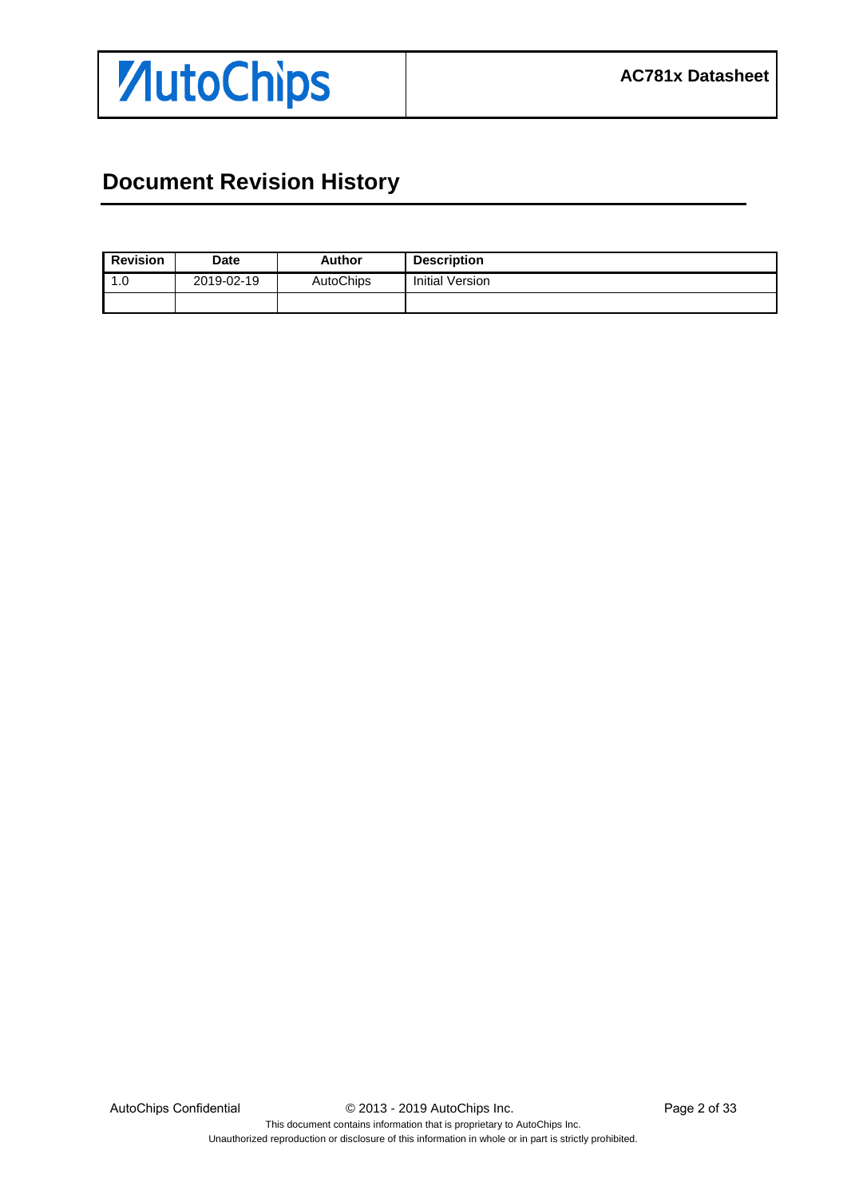# Document Revision History

| Revision | Date | Author | Description |
| --- | --- | --- | --- |
| 1.0 | 2019-02-19 | AutoChips | Initial Version |
| | | | |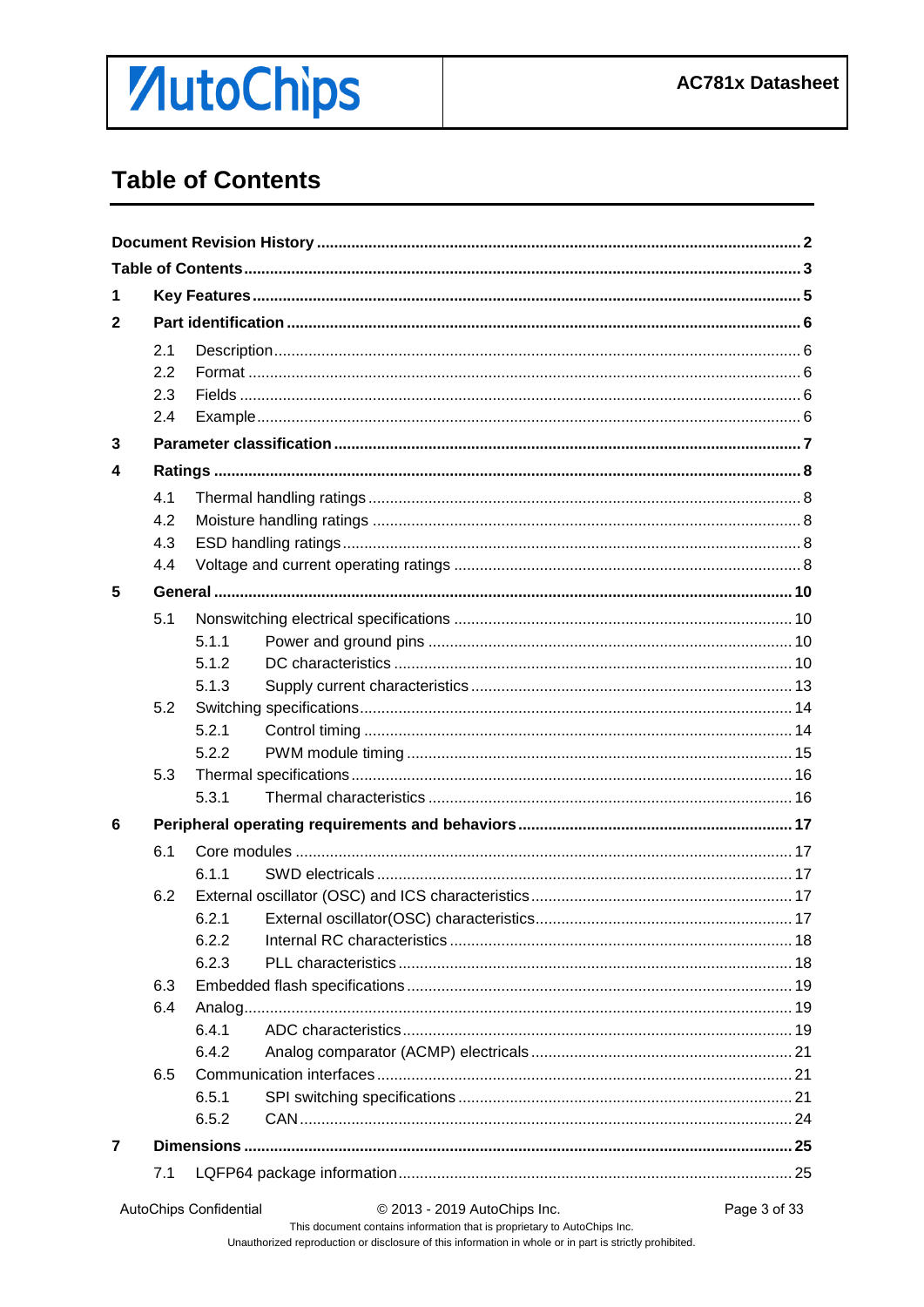# Table of Contents

**Document Revision History** .............................................................. **2**

**Table of Contents** .............................................................. **3**

**1 Key Features** .............................................................. **5**

**2 Part identification** .............................................................. **6**

- 2.1 Description .............................................................. 6
- 2.2 Format .............................................................. 6
- 2.3 Fields .............................................................. 6
- 2.4 Example .............................................................. 6

**3 Parameter classification** .............................................................. **7**

**4 Ratings** .............................................................. **8**

- 4.1 Thermal handling ratings .............................................................. 8
- 4.2 Moisture handling ratings .............................................................. 8
- 4.3 ESD handling ratings .............................................................. 8
- 4.4 Voltage and current operating ratings .............................................................. 8

**5 General** .............................................................. **10**

- 5.1 Nonswitching electrical specifications .............................................................. 10
  - 5.1.1 Power and ground pins .............................................................. 10
  - 5.1.2 DC characteristics .............................................................. 10
  - 5.1.3 Supply current characteristics .............................................................. 13
- 5.2 Switching specifications .............................................................. 14
  - 5.2.1 Control timing .............................................................. 14
  - 5.2.2 PWM module timing .............................................................. 15
- 5.3 Thermal specifications .............................................................. 16
  - 5.3.1 Thermal characteristics .............................................................. 16

**6 Peripheral operating requirements and behaviors** .............................................................. **17**

- 6.1 Core modules .............................................................. 17
  - 6.1.1 SWD electricals .............................................................. 17
- 6.2 External oscillator (OSC) and ICS characteristics .............................................................. 17
  - 6.2.1 External oscillator(OSC) characteristics .............................................................. 17
  - 6.2.2 Internal RC characteristics .............................................................. 18
  - 6.2.3 PLL characteristics .............................................................. 18
- 6.3 Embedded flash specifications .............................................................. 19
- 6.4 Analog .............................................................. 19
  - 6.4.1 ADC characteristics .............................................................. 19
  - 6.4.2 Analog comparator (ACMP) electricals .............................................................. 21
- 6.5 Communication interfaces .............................................................. 21
  - 6.5.1 SPI switching specifications .............................................................. 21
  - 6.5.2 CAN .............................................................. 24

**7 Dimensions** .............................................................. **25**

- 7.1 LQFP64 package information .............................................................. 25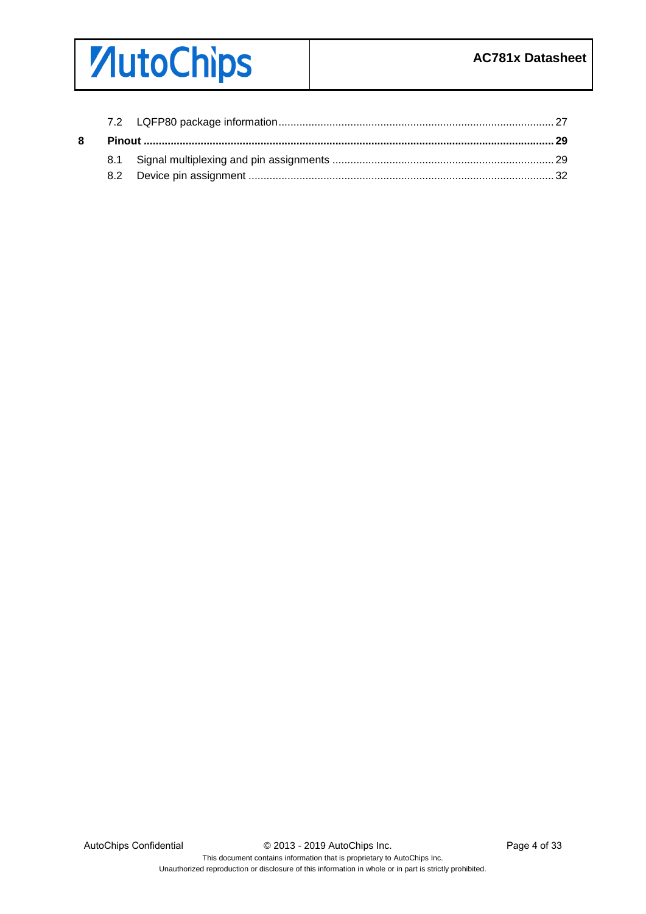7.2 LQFP80 package information ........................................................................................ 27

**8 Pinout ...................................................................................................................................... 29**

8.1 Signal multiplexing and pin assignments ......................................................................... 29

8.2 Device pin assignment ..................................................................................................... 32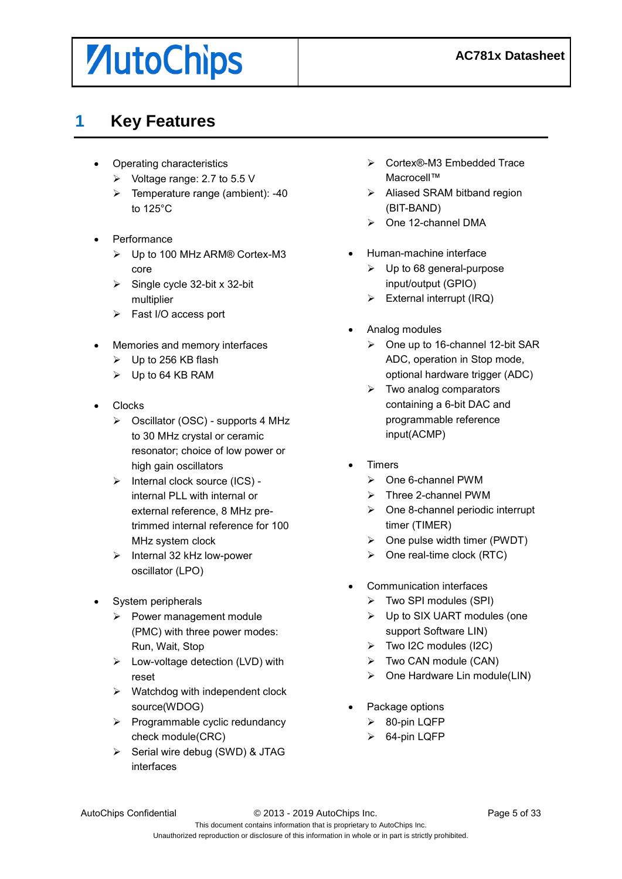# 1 Key Features

- Operating characteristics
  - Voltage range: 2.7 to 5.5 V
  - Temperature range (ambient): -40 to 125°C
- Performance
  - Up to 100 MHz ARM® Cortex-M3 core
  - Single cycle 32-bit x 32-bit multiplier
  - Fast I/O access port
- Memories and memory interfaces
  - Up to 256 KB flash
  - Up to 64 KB RAM
- Clocks
  - Oscillator (OSC) - supports 4 MHz to 30 MHz crystal or ceramic resonator; choice of low power or high gain oscillators
  - Internal clock source (ICS) - internal PLL with internal or external reference, 8 MHz pre-trimmed internal reference for 100 MHz system clock
  - Internal 32 kHz low-power oscillator (LPO)
- System peripherals
  - Power management module (PMC) with three power modes: Run, Wait, Stop
  - Low-voltage detection (LVD) with reset
  - Watchdog with independent clock source(WDOG)
  - Programmable cyclic redundancy check module(CRC)
  - Serial wire debug (SWD) & JTAG interfaces
  - Cortex®-M3 Embedded Trace Macrocell™
  - Aliased SRAM bitband region (BIT-BAND)
  - One 12-channel DMA
- Human-machine interface
  - Up to 68 general-purpose input/output (GPIO)
  - External interrupt (IRQ)
- Analog modules
  - One up to 16-channel 12-bit SAR ADC, operation in Stop mode, optional hardware trigger (ADC)
  - Two analog comparators containing a 6-bit DAC and programmable reference input(ACMP)
- Timers
  - One 6-channel PWM
  - Three 2-channel PWM
  - One 8-channel periodic interrupt timer (TIMER)
  - One pulse width timer (PWDT)
  - One real-time clock (RTC)
- Communication interfaces
  - Two SPI modules (SPI)
  - Up to SIX UART modules (one support Software LIN)
  - Two I2C modules (I2C)
  - Two CAN module (CAN)
  - One Hardware Lin module(LIN)
- Package options
  - 80-pin LQFP
  - 64-pin LQFP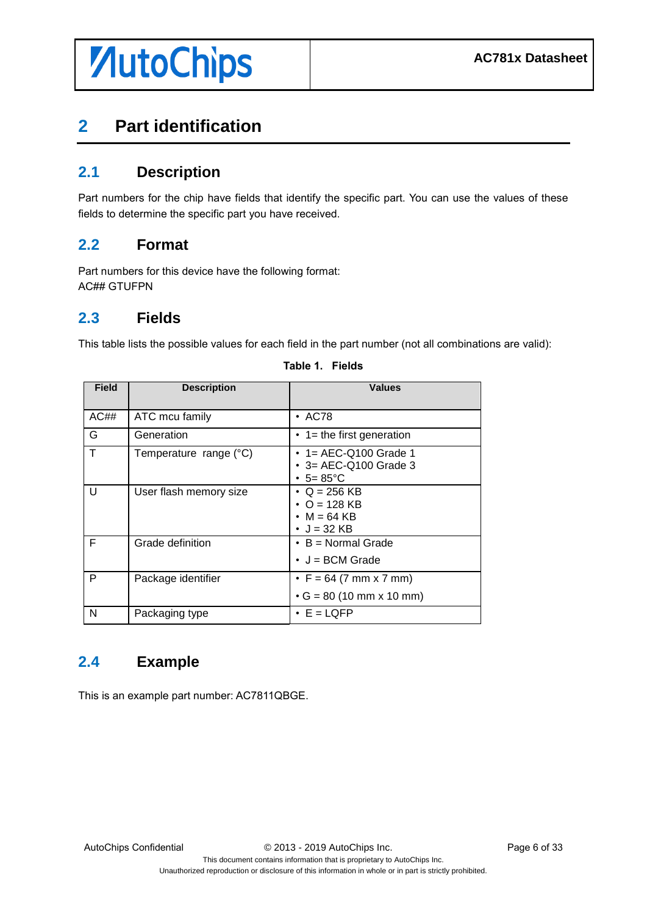# 2 Part identification

## 2.1 Description

Part numbers for the chip have fields that identify the specific part. You can use the values of these fields to determine the specific part you have received.

## 2.2 Format

Part numbers for this device have the following format:
AC## GTUFPN

## 2.3 Fields

This table lists the possible values for each field in the part number (not all combinations are valid):

**Table 1. Fields**

| Field | Description | Values |
|---|---|---|
| AC## | ATC mcu family | • AC78 |
| G | Generation | • 1= the first generation |
| T | Temperature range (°C) | • 1= AEC-Q100 Grade 1<br>• 3= AEC-Q100 Grade 3<br>• 5= 85°C |
| U | User flash memory size | • Q = 256 KB<br>• O = 128 KB<br>• M = 64 KB<br>• J = 32 KB |
| F | Grade definition | • B = Normal Grade<br>• J = BCM Grade |
| P | Package identifier | • F = 64 (7 mm x 7 mm)<br>• G = 80 (10 mm x 10 mm) |
| N | Packaging type | • E = LQFP |

## 2.4 Example

This is an example part number: AC7811QBGE.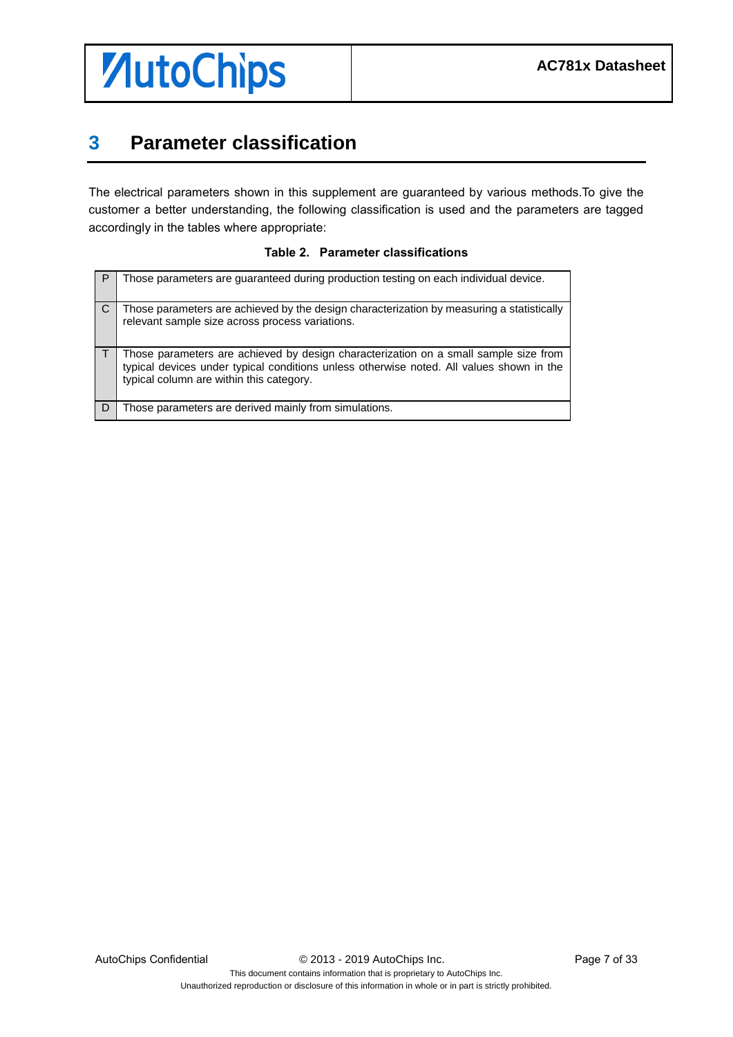# 3 Parameter classification

The electrical parameters shown in this supplement are guaranteed by various methods.To give the customer a better understanding, the following classification is used and the parameters are tagged accordingly in the tables where appropriate:

**Table 2. Parameter classifications**

| | |
|---|---|
| P | Those parameters are guaranteed during production testing on each individual device. |
| C | Those parameters are achieved by the design characterization by measuring a statistically relevant sample size across process variations. |
| T | Those parameters are achieved by design characterization on a small sample size from typical devices under typical conditions unless otherwise noted. All values shown in the typical column are within this category. |
| D | Those parameters are derived mainly from simulations. |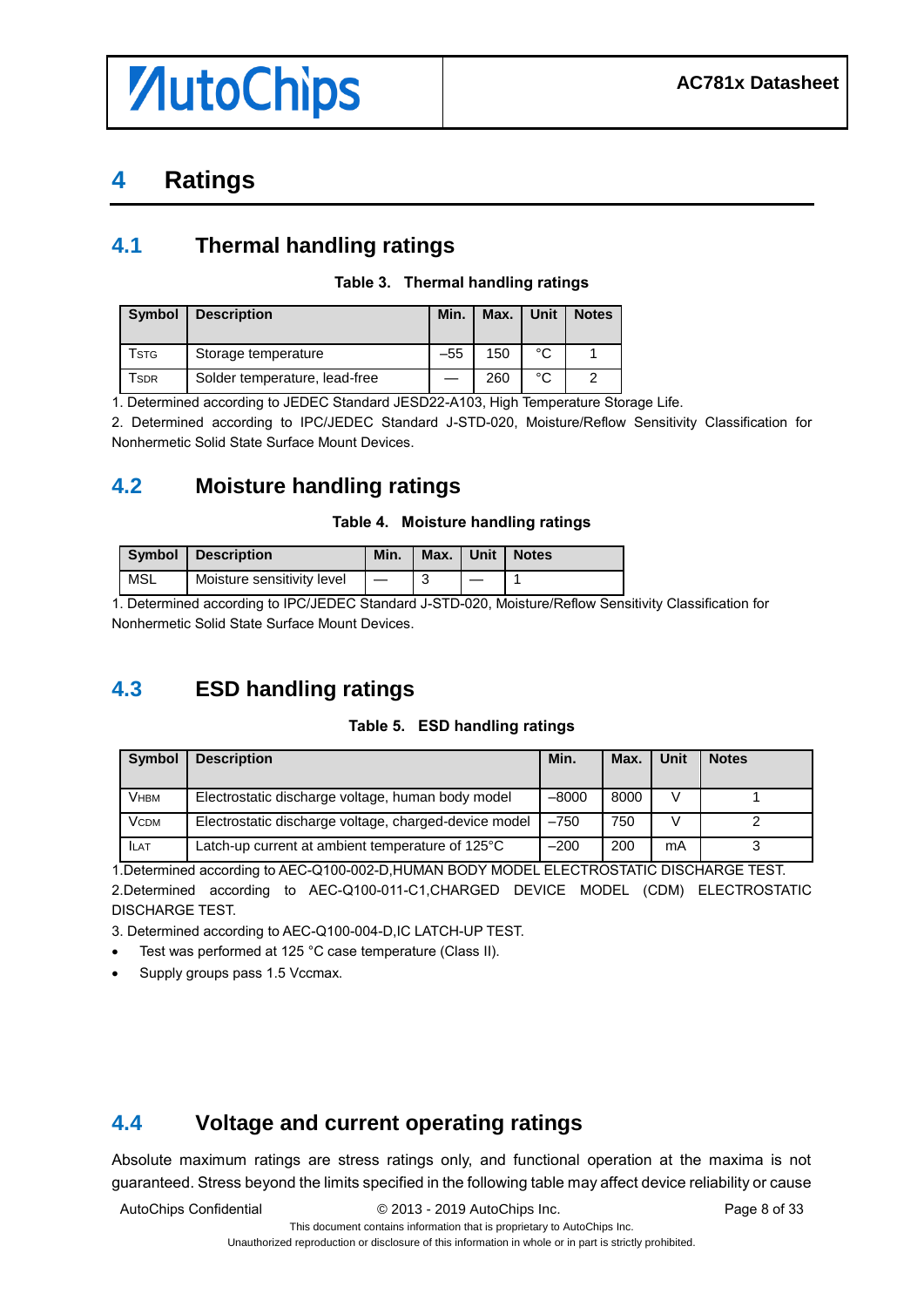# 4 Ratings

## 4.1 Thermal handling ratings

**Table 3. Thermal handling ratings**

| Symbol | Description | Min. | Max. | Unit | Notes |
|---|---|---|---|---|---|
| $T_{STG}$ | Storage temperature | –55 | 150 | °C | 1 |
| $T_{SDR}$ | Solder temperature, lead-free | — | 260 | °C | 2 |

1. Determined according to JEDEC Standard JESD22-A103, High Temperature Storage Life.
2. Determined according to IPC/JEDEC Standard J-STD-020, Moisture/Reflow Sensitivity Classification for Nonhermetic Solid State Surface Mount Devices.

## 4.2 Moisture handling ratings

**Table 4. Moisture handling ratings**

| Symbol | Description | Min. | Max. | Unit | Notes |
|---|---|---|---|---|---|
| MSL | Moisture sensitivity level | — | 3 | — | 1 |

1. Determined according to IPC/JEDEC Standard J-STD-020, Moisture/Reflow Sensitivity Classification for Nonhermetic Solid State Surface Mount Devices.

## 4.3 ESD handling ratings

**Table 5. ESD handling ratings**

| Symbol | Description | Min. | Max. | Unit | Notes |
|---|---|---|---|---|---|
| $V_{HBM}$ | Electrostatic discharge voltage, human body model | –8000 | 8000 | V | 1 |
| $V_{CDM}$ | Electrostatic discharge voltage, charged-device model | –750 | 750 | V | 2 |
| $I_{LAT}$ | Latch-up current at ambient temperature of 125°C | –200 | 200 | mA | 3 |

1.Determined according to AEC-Q100-002-D,HUMAN BODY MODEL ELECTROSTATIC DISCHARGE TEST.
2.Determined according to AEC-Q100-011-C1,CHARGED DEVICE MODEL (CDM) ELECTROSTATIC DISCHARGE TEST.
3. Determined according to AEC-Q100-004-D,IC LATCH-UP TEST.

- Test was performed at 125 °C case temperature (Class II).
- Supply groups pass 1.5 Vccmax.

## 4.4 Voltage and current operating ratings

Absolute maximum ratings are stress ratings only, and functional operation at the maxima is not guaranteed. Stress beyond the limits specified in the following table may affect device reliability or cause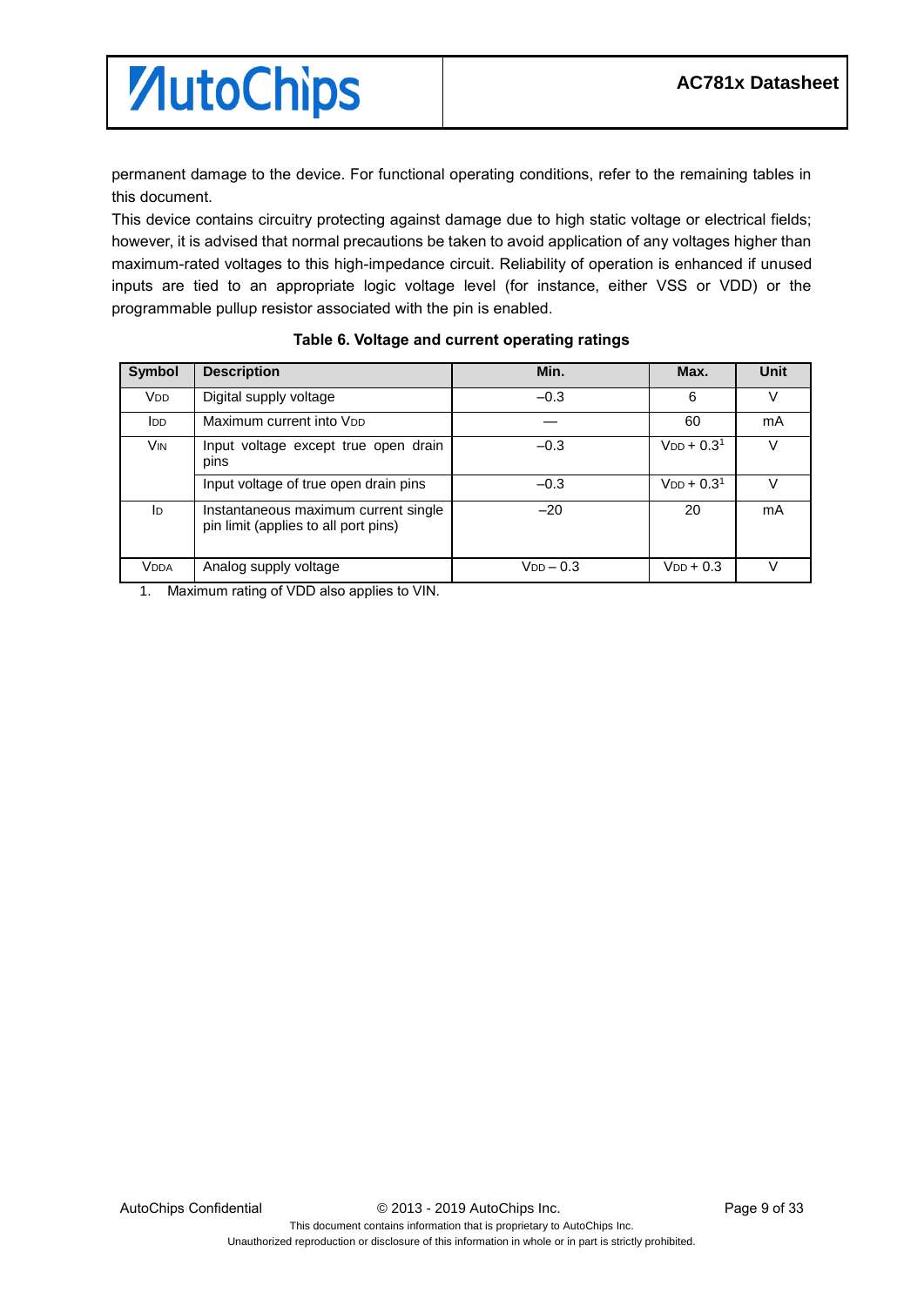permanent damage to the device. For functional operating conditions, refer to the remaining tables in this document.

This device contains circuitry protecting against damage due to high static voltage or electrical fields; however, it is advised that normal precautions be taken to avoid application of any voltages higher than maximum-rated voltages to this high-impedance circuit. Reliability of operation is enhanced if unused inputs are tied to an appropriate logic voltage level (for instance, either VSS or VDD) or the programmable pullup resistor associated with the pin is enabled.

**Table 6. Voltage and current operating ratings**

| Symbol | Description | Min. | Max. | Unit |
|---|---|---|---|---|
| $V_{DD}$ | Digital supply voltage | –0.3 | 6 | V |
| $I_{DD}$ | Maximum current into $V_{DD}$ | — | 60 | mA |
| $V_{IN}$ | Input voltage except true open drain pins | –0.3 | $V_{DD}$ + 0.3[1] | V |
| | Input voltage of true open drain pins | –0.3 | $V_{DD}$ + 0.3[1] | V |
| $I_{D}$ | Instantaneous maximum current single pin limit (applies to all port pins) | –20 | 20 | mA |
| $V_{DDA}$ | Analog supply voltage | $V_{DD}$ – 0.3 | $V_{DD}$ + 0.3 | V |

1. Maximum rating of VDD also applies to VIN.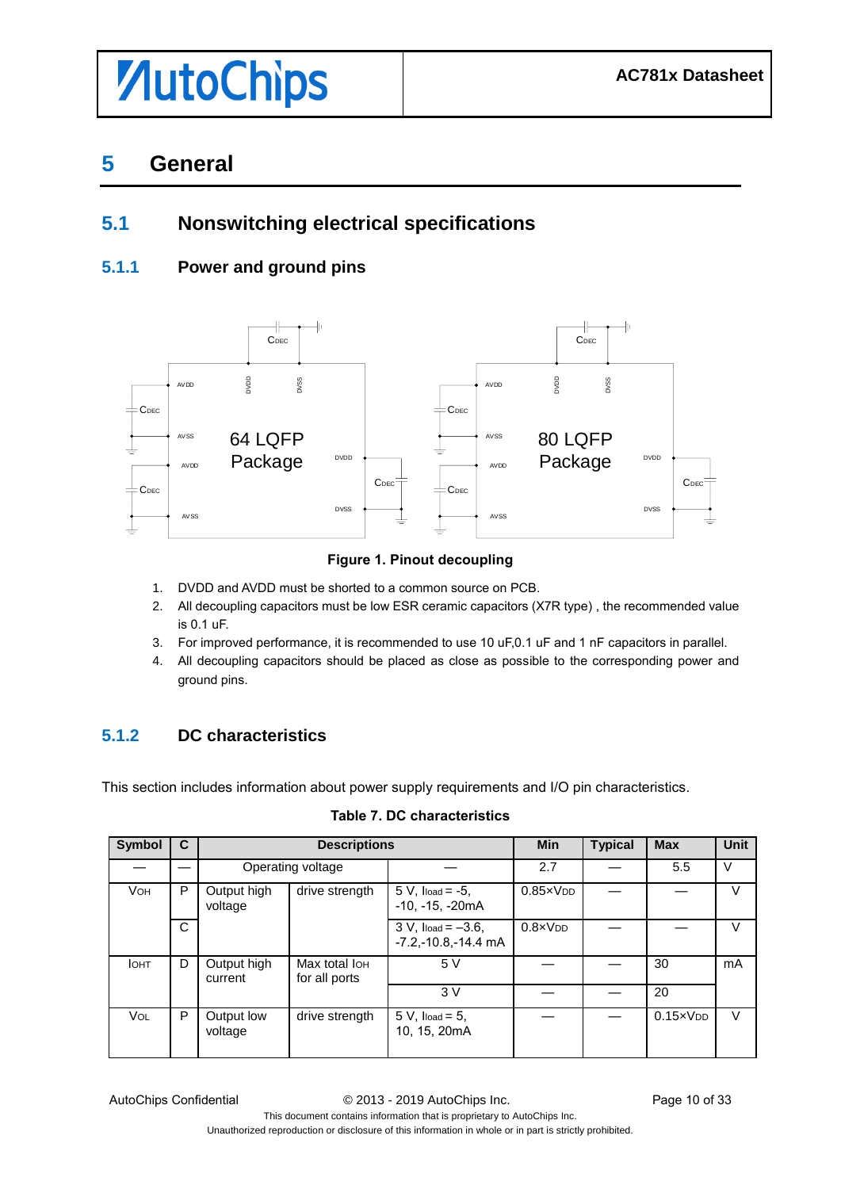# 5 General

## 5.1 Nonswitching electrical specifications

### 5.1.1 Power and ground pins

**Figure 1. Pinout decoupling**

1. DVDD and AVDD must be shorted to a common source on PCB.
2. All decoupling capacitors must be low ESR ceramic capacitors (X7R type) , the recommended value is 0.1 uF.
3. For improved performance, it is recommended to use 10 uF,0.1 uF and 1 nF capacitors in parallel.
4. All decoupling capacitors should be placed as close as possible to the corresponding power and ground pins.

### 5.1.2 DC characteristics

This section includes information about power supply requirements and I/O pin characteristics.

**Table 7. DC characteristics**

| Symbol | C | Descriptions | | | Min | Typical | Max | Unit |
|---|---|---|---|---|---|---|---|---|
| — | — | Operating voltage | | — | 2.7 | — | 5.5 | V |
| $V_{OH}$ | P | Output high voltage | drive strength | 5 V, $I_{load}$ = -5, -10, -15, -20mA | $0.85 \times V_{DD}$ | — | — | V |
| | C | | | 3 V, $I_{load}$ = –3.6, -7.2,-10.8,-14.4 mA | $0.8 \times V_{DD}$ | — | — | V |
| $I_{OHT}$ | D | Output high current | Max total $I_{OH}$ for all ports | 5 V | — | — | 30 | mA |
| | | | | 3 V | — | — | 20 | |
| $V_{OL}$ | P | Output low voltage | drive strength | 5 V, $I_{load}$ = 5, 10, 15, 20mA | — | — | $0.15 \times V_{DD}$ | V |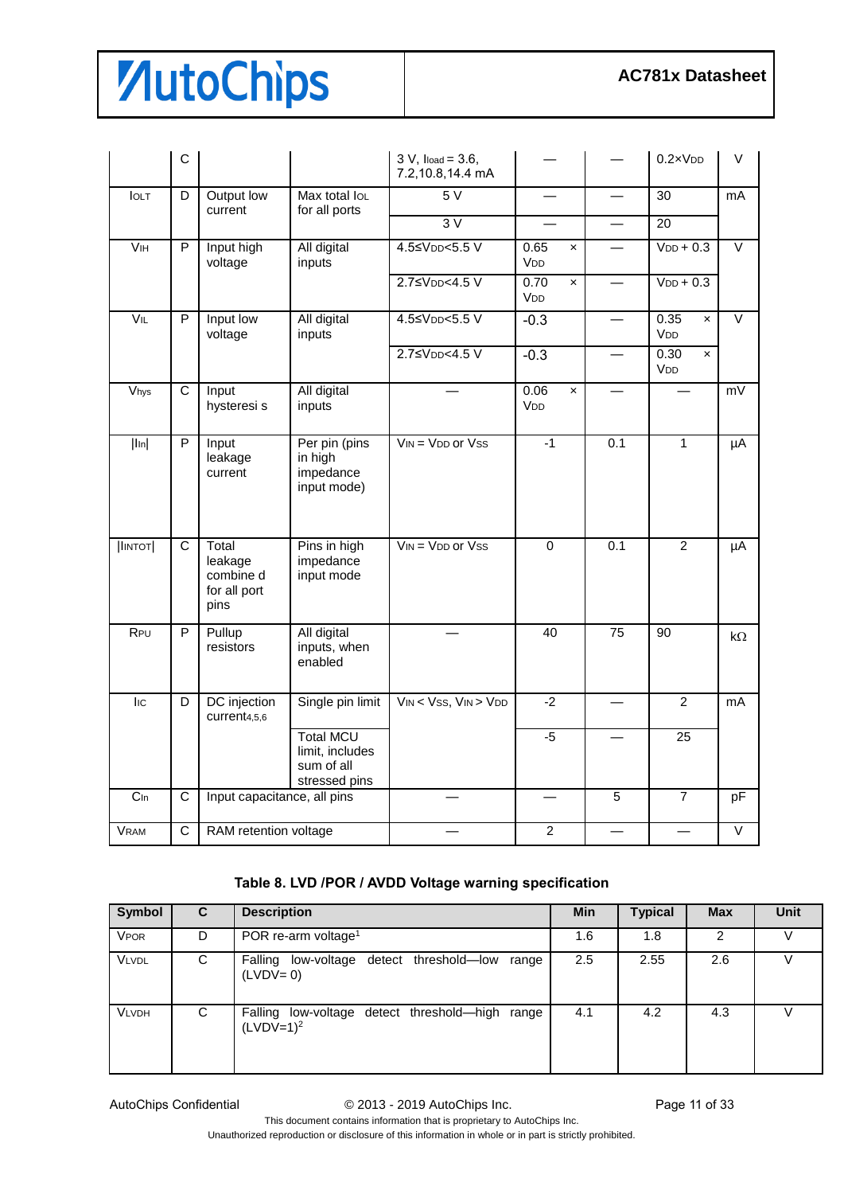| | C | | | 3 V, $I_{load}$ = 3.6, 7.2,10.8,14.4 mA | — | — | 0.2×$V_{DD}$ | V |
|---|---|---|---|---|---|---|---|---|
| $I_{OLT}$ | D | Output low current | Max total $I_{OL}$ for all ports | 5 V | — | — | 30 | mA |
| | | | | 3 V | — | — | 20 | |
| $V_{IH}$ | P | Input high voltage | All digital inputs | 4.5≤$V_{DD}$<5.5 V | 0.65 × $V_{DD}$ | — | $V_{DD}$ + 0.3 | V |
| | | | | 2.7≤$V_{DD}$<4.5 V | 0.70 × $V_{DD}$ | — | $V_{DD}$ + 0.3 | |
| $V_{IL}$ | P | Input low voltage | All digital inputs | 4.5≤$V_{DD}$<5.5 V | -0.3 | — | 0.35 × $V_{DD}$ | V |
| | | | | 2.7≤$V_{DD}$<4.5 V | -0.3 | — | 0.30 × $V_{DD}$ | |
| $V_{hys}$ | C | Input hysteresi s | All digital inputs | — | 0.06 × $V_{DD}$ | — | — | mV |
| $\|I_{In}\|$ | P | Input leakage current | Per pin (pins in high impedance input mode) | $V_{IN}$ = $V_{DD}$ or $V_{SS}$ | -1 | 0.1 | 1 | µA |
| $\|I_{INTOT}\|$ | C | Total leakage combine d for all port pins | Pins in high impedance input mode | $V_{IN}$ = $V_{DD}$ or $V_{SS}$ | 0 | 0.1 | 2 | µA |
| $R_{PU}$ | P | Pullup resistors | All digital inputs, when enabled | — | 40 | 75 | 90 | kΩ |
| $I_{IC}$ | D | DC injection current4,5,6 | Single pin limit | $V_{IN}$ < $V_{SS}$, $V_{IN}$ > $V_{DD}$ | -2 | — | 2 | mA |
| | | | Total MCU limit, includes sum of all stressed pins | | -5 | — | 25 | |
| $C_{In}$ | C | Input capacitance, all pins | | — | — | 5 | 7 | pF |
| $V_{RAM}$ | C | RAM retention voltage | | — | 2 | — | — | V |

**Table 8. LVD /POR / AVDD Voltage warning specification**

| Symbol | C | Description | Min | Typical | Max | Unit |
|---|---|---|---|---|---|---|
| $V_{POR}$ | D | POR re-arm voltage[1] | 1.6 | 1.8 | 2 | V |
| $V_{LVDL}$ | C | Falling low-voltage detect threshold—low range (LVDV= 0) | 2.5 | 2.55 | 2.6 | V |
| $V_{LVDH}$ | C | Falling low-voltage detect threshold—high range (LVDV=1)[2] | 4.1 | 4.2 | 4.3 | V |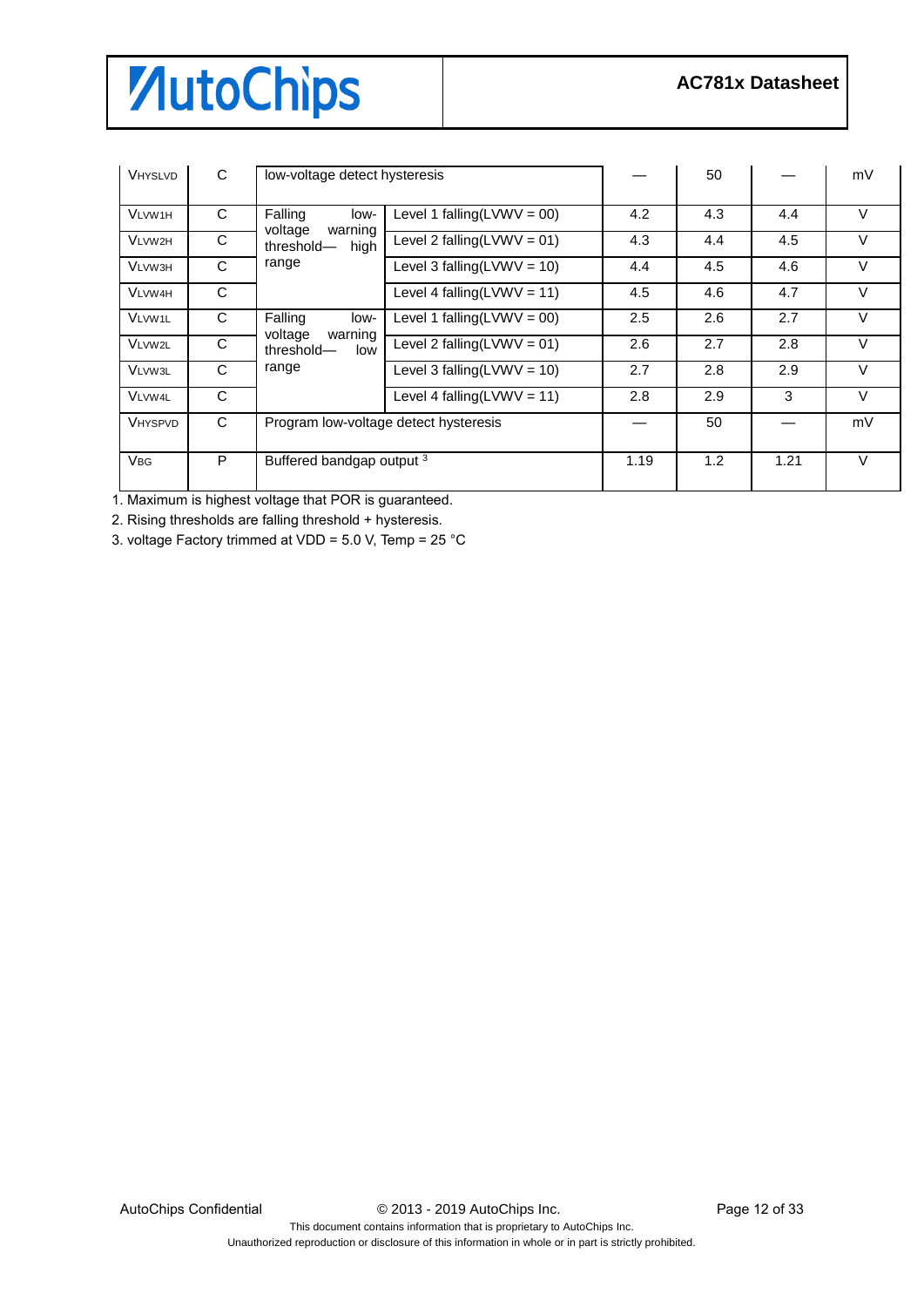| | | | | | | | |
|---|---|---|---|---|---|---|---|
| $V_{HYSLVD}$ | C | low-voltage detect hysteresis | | — | 50 | — | mV |
| $V_{LVW1H}$ | C | Falling low-voltage warning threshold— high range | Level 1 falling(LVWV = 00) | 4.2 | 4.3 | 4.4 | V |
| $V_{LVW2H}$ | C | | Level 2 falling(LVWV = 01) | 4.3 | 4.4 | 4.5 | V |
| $V_{LVW3H}$ | C | | Level 3 falling(LVWV = 10) | 4.4 | 4.5 | 4.6 | V |
| $V_{LVW4H}$ | C | | Level 4 falling(LVWV = 11) | 4.5 | 4.6 | 4.7 | V |
| $V_{LVW1L}$ | C | Falling low-voltage warning threshold— low range | Level 1 falling(LVWV = 00) | 2.5 | 2.6 | 2.7 | V |
| $V_{LVW2L}$ | C | | Level 2 falling(LVWV = 01) | 2.6 | 2.7 | 2.8 | V |
| $V_{LVW3L}$ | C | | Level 3 falling(LVWV = 10) | 2.7 | 2.8 | 2.9 | V |
| $V_{LVW4L}$ | C | | Level 4 falling(LVWV = 11) | 2.8 | 2.9 | 3 | V |
| $V_{HYSPVD}$ | C | Program low-voltage detect hysteresis | | — | 50 | — | mV |
| $V_{BG}$ | P | Buffered bandgap output [3] | | 1.19 | 1.2 | 1.21 | V |

1. Maximum is highest voltage that POR is guaranteed.
2. Rising thresholds are falling threshold + hysteresis.
3. voltage Factory trimmed at VDD = 5.0 V, Temp = 25 °C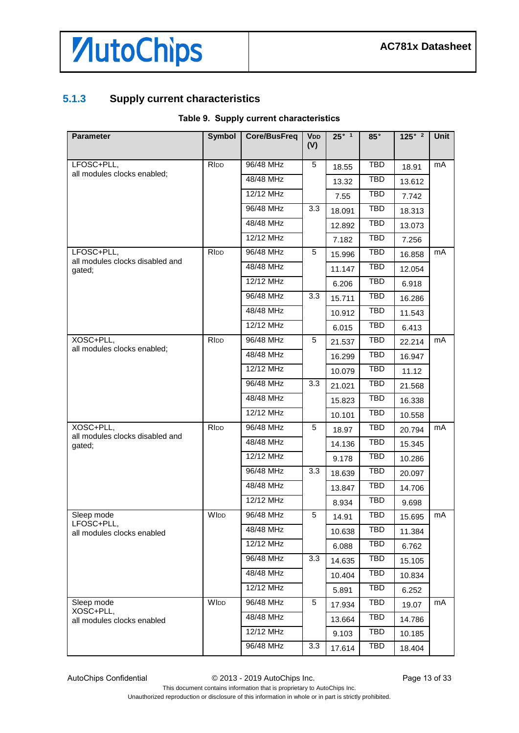### 5.1.3 Supply current characteristics

**Table 9. Supply current characteristics**

| Parameter | Symbol | Core/BusFreq | $V_{DD}$ (V) | 25° [1] | 85° | 125° [2] | Unit |
|---|---|---|---|---|---|---|---|
| LFOSC+PLL, all modules clocks enabled; | $R_{IDD}$ | 96/48 MHz | 5 | 18.55 | TBD | 18.91 | mA |
| | | 48/48 MHz | | 13.32 | TBD | 13.612 | |
| | | 12/12 MHz | | 7.55 | TBD | 7.742 | |
| | | 96/48 MHz | 3.3 | 18.091 | TBD | 18.313 | |
| | | 48/48 MHz | | 12.892 | TBD | 13.073 | |
| | | 12/12 MHz | | 7.182 | TBD | 7.256 | |
| LFOSC+PLL, all modules clocks disabled and gated; | $R_{IDD}$ | 96/48 MHz | 5 | 15.996 | TBD | 16.858 | mA |
| | | 48/48 MHz | | 11.147 | TBD | 12.054 | |
| | | 12/12 MHz | | 6.206 | TBD | 6.918 | |
| | | 96/48 MHz | 3.3 | 15.711 | TBD | 16.286 | |
| | | 48/48 MHz | | 10.912 | TBD | 11.543 | |
| | | 12/12 MHz | | 6.015 | TBD | 6.413 | |
| XOSC+PLL, all modules clocks enabled; | $R_{IDD}$ | 96/48 MHz | 5 | 21.537 | TBD | 22.214 | mA |
| | | 48/48 MHz | | 16.299 | TBD | 16.947 | |
| | | 12/12 MHz | | 10.079 | TBD | 11.12 | |
| | | 96/48 MHz | 3.3 | 21.021 | TBD | 21.568 | |
| | | 48/48 MHz | | 15.823 | TBD | 16.338 | |
| | | 12/12 MHz | | 10.101 | TBD | 10.558 | |
| XOSC+PLL, all modules clocks disabled and gated; | $R_{IDD}$ | 96/48 MHz | 5 | 18.97 | TBD | 20.794 | mA |
| | | 48/48 MHz | | 14.136 | TBD | 15.345 | |
| | | 12/12 MHz | | 9.178 | TBD | 10.286 | |
| | | 96/48 MHz | 3.3 | 18.639 | TBD | 20.097 | |
| | | 48/48 MHz | | 13.847 | TBD | 14.706 | |
| | | 12/12 MHz | | 8.934 | TBD | 9.698 | |
| Sleep mode LFOSC+PLL, all modules clocks enabled | $W_{IDD}$ | 96/48 MHz | 5 | 14.91 | TBD | 15.695 | mA |
| | | 48/48 MHz | | 10.638 | TBD | 11.384 | |
| | | 12/12 MHz | | 6.088 | TBD | 6.762 | |
| | | 96/48 MHz | 3.3 | 14.635 | TBD | 15.105 | |
| | | 48/48 MHz | | 10.404 | TBD | 10.834 | |
| | | 12/12 MHz | | 5.891 | TBD | 6.252 | |
| Sleep mode XOSC+PLL, all modules clocks enabled | $W_{IDD}$ | 96/48 MHz | 5 | 17.934 | TBD | 19.07 | mA |
| | | 48/48 MHz | | 13.664 | TBD | 14.786 | |
| | | 12/12 MHz | | 9.103 | TBD | 10.185 | |
| | | 96/48 MHz | 3.3 | 17.614 | TBD | 18.404 | |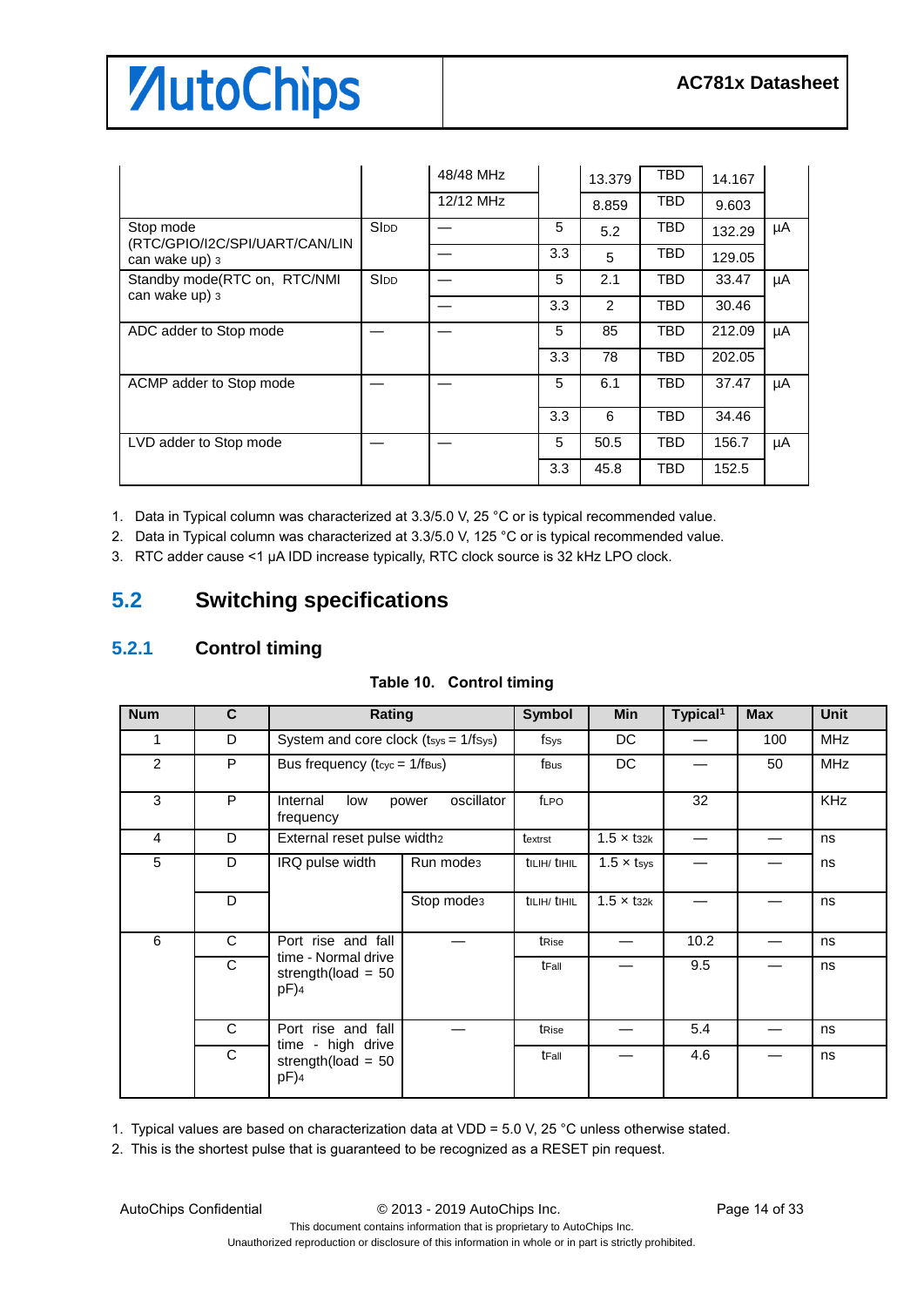| | | | | | | | |
|---|---|---|---|---|---|---|---|
| | | 48/48 MHz | | 13.379 | TBD | 14.167 | |
| | | 12/12 MHz | | 8.859 | TBD | 9.603 | |
| Stop mode (RTC/GPIO/I2C/SPI/UART/CAN/LIN can wake up) 3 | $S_{IDD}$ | — | 5 | 5.2 | TBD | 132.29 | μA |
| | | — | 3.3 | 5 | TBD | 129.05 | |
| Standby mode(RTC on, RTC/NMI can wake up) 3 | $S_{IDD}$ | — | 5 | 2.1 | TBD | 33.47 | μA |
| | | — | 3.3 | 2 | TBD | 30.46 | |
| ADC adder to Stop mode | — | — | 5 | 85 | TBD | 212.09 | μA |
| | | | 3.3 | 78 | TBD | 202.05 | |
| ACMP adder to Stop mode | — | — | 5 | 6.1 | TBD | 37.47 | μA |
| | | | 3.3 | 6 | TBD | 34.46 | |
| LVD adder to Stop mode | — | — | 5 | 50.5 | TBD | 156.7 | μA |
| | | | 3.3 | 45.8 | TBD | 152.5 | |

1. Data in Typical column was characterized at 3.3/5.0 V, 25 °C or is typical recommended value.
2. Data in Typical column was characterized at 3.3/5.0 V, 125 °C or is typical recommended value.
3. RTC adder cause <1 μA IDD increase typically, RTC clock source is 32 kHz LPO clock.

## 5.2 Switching specifications

### 5.2.1 Control timing

**Table 10. Control timing**

| Num | C | Rating | | Symbol | Min | Typical[1] | Max | Unit |
|---|---|---|---|---|---|---|---|---|
| 1 | D | System and core clock ($t_{sys} = 1/f_{Sys}$) | | $f_{Sys}$ | DC | — | 100 | MHz |
| 2 | P | Bus frequency ($t_{cyc} = 1/f_{Bus}$) | | $f_{Bus}$ | DC | — | 50 | MHz |
| 3 | P | Internal low power oscillator frequency | | $f_{LPO}$ | | 32 | | KHz |
| 4 | D | External reset pulse width2 | | $t_{extrst}$ | $1.5 \times t_{32k}$ | — | — | ns |
| 5 | D | IRQ pulse width | Run mode3 | $t_{ILIH}$/ $t_{IHIL}$ | $1.5 \times t_{sys}$ | — | — | ns |
| | D | | Stop mode3 | $t_{ILIH}$/ $t_{IHIL}$ | $1.5 \times t_{32k}$ | — | — | ns |
| 6 | C | Port rise and fall time - Normal drive strength(load = 50 pF)4 | — | $t_{Rise}$ | — | 10.2 | — | ns |
| | C | | | $t_{Fall}$ | — | 9.5 | — | ns |
| | C | Port rise and fall time - high drive strength(load = 50 pF)4 | — | $t_{Rise}$ | — | 5.4 | — | ns |
| | C | | | $t_{Fall}$ | — | 4.6 | — | ns |

1. Typical values are based on characterization data at VDD = 5.0 V, 25 °C unless otherwise stated.
2. This is the shortest pulse that is guaranteed to be recognized as a RESET pin request.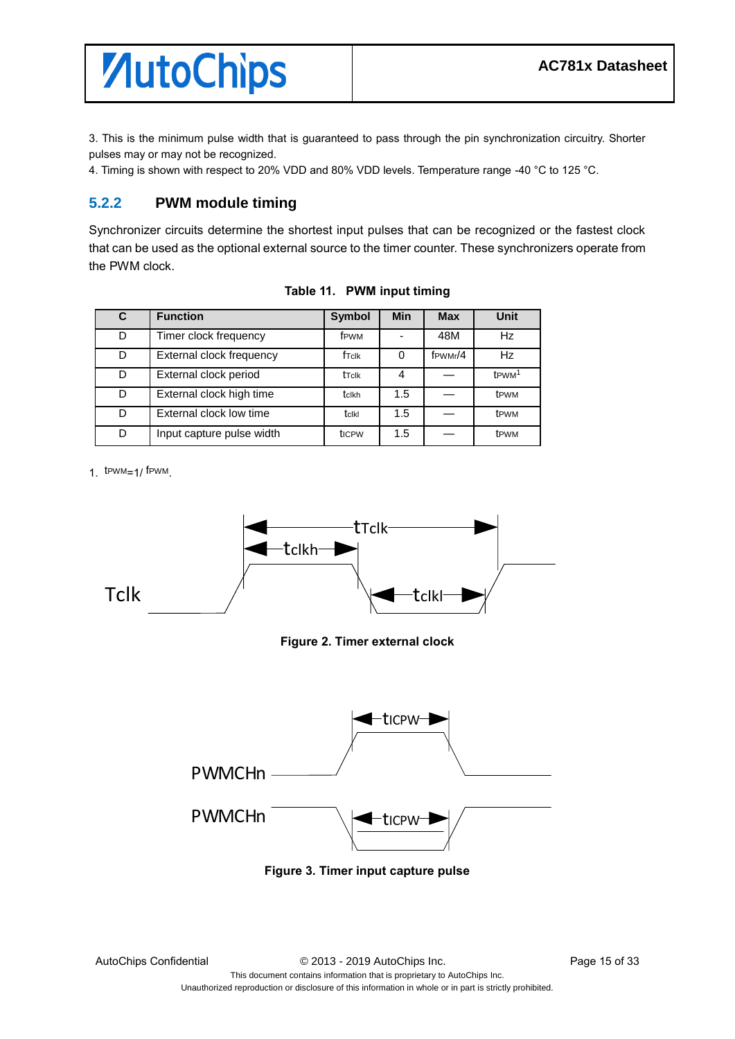3. This is the minimum pulse width that is guaranteed to pass through the pin synchronization circuitry. Shorter pulses may or may not be recognized.

4. Timing is shown with respect to 20% VDD and 80% VDD levels. Temperature range -40 °C to 125 °C.

### 5.2.2 PWM module timing

Synchronizer circuits determine the shortest input pulses that can be recognized or the fastest clock that can be used as the optional external source to the timer counter. These synchronizers operate from the PWM clock.

**Table 11. PWM input timing**

| C | Function | Symbol | Min | Max | Unit |
|---|---|---|---|---|---|
| D | Timer clock frequency | $f_{PWM}$ | - | 48M | Hz |
| D | External clock frequency | $f_{Tclk}$ | 0 | $f_{PWMr}/4$ | Hz |
| D | External clock period | $t_{Tclk}$ | 4 | — | $t_{PWM}$[1] |
| D | External clock high time | $t_{clkh}$ | 1.5 | — | $t_{PWM}$ |
| D | External clock low time | $t_{clkl}$ | 1.5 | — | $t_{PWM}$ |
| D | Input capture pulse width | $t_{ICPW}$ | 1.5 | — | $t_{PWM}$ |

1. $t_{PWM}=1/f_{PWM}$.

**Figure 2. Timer external clock**

**Figure 3. Timer input capture pulse**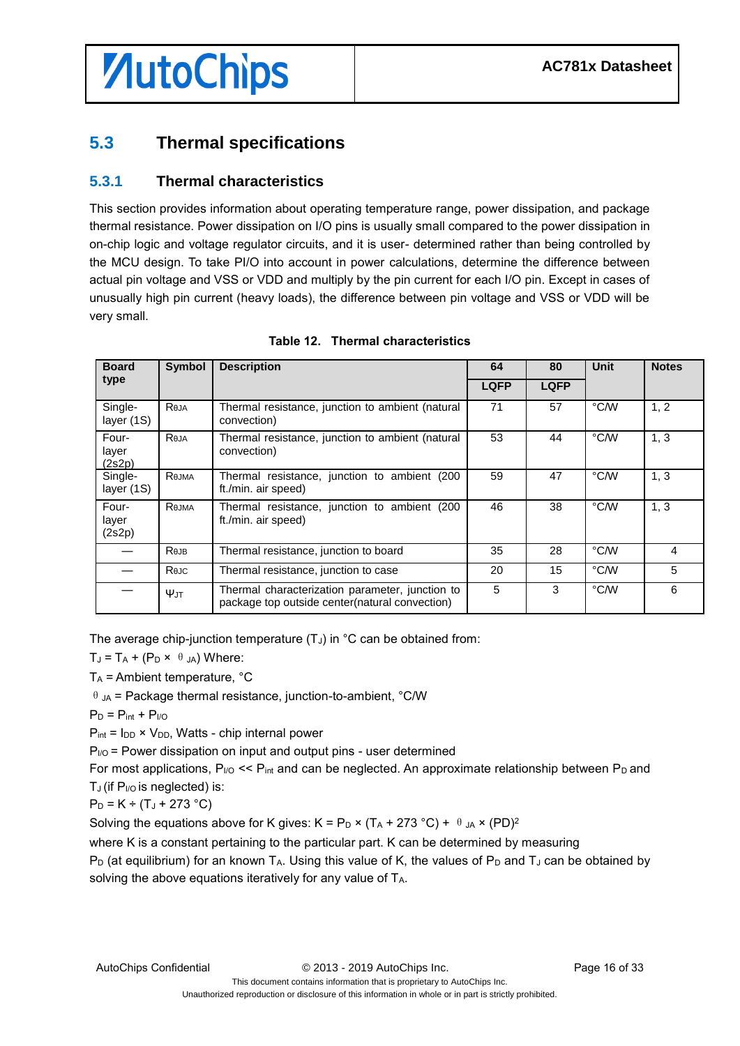## 5.3 Thermal specifications

### 5.3.1 Thermal characteristics

This section provides information about operating temperature range, power dissipation, and package thermal resistance. Power dissipation on I/O pins is usually small compared to the power dissipation in on-chip logic and voltage regulator circuits, and it is user- determined rather than being controlled by the MCU design. To take PI/O into account in power calculations, determine the difference between actual pin voltage and VSS or VDD and multiply by the pin current for each I/O pin. Except in cases of unusually high pin current (heavy loads), the difference between pin voltage and VSS or VDD will be very small.

**Table 12. Thermal characteristics**

| Board type | Symbol | Description | 64 | 80 | Unit | Notes |
|---|---|---|---|---|---|---|
| | | | LQFP | LQFP | | |
| Single-layer (1S) | $R_{\theta JA}$ | Thermal resistance, junction to ambient (natural convection) | 71 | 57 | °C/W | 1, 2 |
| Four-layer (2s2p) | $R_{\theta JA}$ | Thermal resistance, junction to ambient (natural convection) | 53 | 44 | °C/W | 1, 3 |
| Single-layer (1S) | $R_{\theta JMA}$ | Thermal resistance, junction to ambient (200 ft./min. air speed) | 59 | 47 | °C/W | 1, 3 |
| Four-layer (2s2p) | $R_{\theta JMA}$ | Thermal resistance, junction to ambient (200 ft./min. air speed) | 46 | 38 | °C/W | 1, 3 |
| — | $R_{\theta JB}$ | Thermal resistance, junction to board | 35 | 28 | °C/W | 4 |
| — | $R_{\theta JC}$ | Thermal resistance, junction to case | 20 | 15 | °C/W | 5 |
| — | $\Psi_{JT}$ | Thermal characterization parameter, junction to package top outside center(natural convection) | 5 | 3 | °C/W | 6 |

The average chip-junction temperature ($T_J$) in °C can be obtained from:

$T_J = T_A + (P_D \times \theta_{JA})$ Where:

$T_A$ = Ambient temperature, °C

$\theta_{JA}$ = Package thermal resistance, junction-to-ambient, °C/W

$P_D = P_{int} + P_{I/O}$

$P_{int} = I_{DD} \times V_{DD}$, Watts - chip internal power

$P_{I/O}$ = Power dissipation on input and output pins - user determined

For most applications, $P_{I/O} << P_{int}$ and can be neglected. An approximate relationship between $P_D$ and $T_J$ (if $P_{I/O}$ is neglected) is:

$P_D = K \div (T_J + 273\ °C)$

Solving the equations above for K gives: $K = P_D \times (T_A + 273\ °C) + \theta_{JA} \times (PD)^2$

where K is a constant pertaining to the particular part. K can be determined by measuring $P_D$ (at equilibrium) for an known $T_A$. Using this value of K, the values of $P_D$ and $T_J$ can be obtained by solving the above equations iteratively for any value of $T_A$.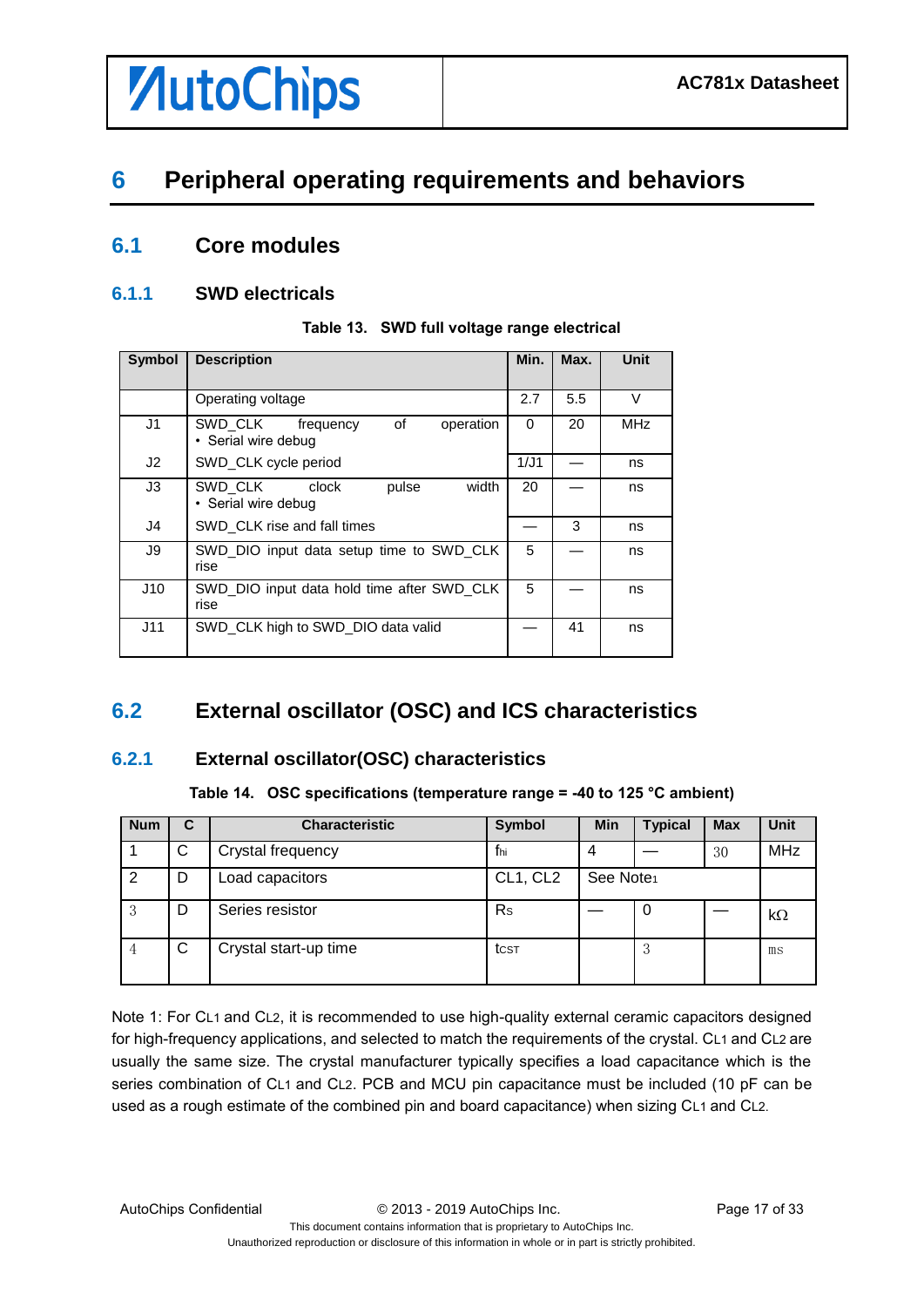# 6 Peripheral operating requirements and behaviors

## 6.1 Core modules

### 6.1.1 SWD electricals

Table 13. SWD full voltage range electrical

| Symbol | Description | Min. | Max. | Unit |
|---|---|---|---|---|
| | Operating voltage | 2.7 | 5.5 | V |
| J1 | SWD_CLK frequency of operation<br>• Serial wire debug | 0 | 20 | MHz |
| J2 | SWD_CLK cycle period | 1/J1 | — | ns |
| J3 | SWD_CLK clock pulse width<br>• Serial wire debug | 20 | — | ns |
| J4 | SWD_CLK rise and fall times | — | 3 | ns |
| J9 | SWD_DIO input data setup time to SWD_CLK rise | 5 | — | ns |
| J10 | SWD_DIO input data hold time after SWD_CLK rise | 5 | — | ns |
| J11 | SWD_CLK high to SWD_DIO data valid | — | 41 | ns |

## 6.2 External oscillator (OSC) and ICS characteristics

### 6.2.1 External oscillator(OSC) characteristics

Table 14. OSC specifications (temperature range = -40 to 125 °C ambient)

| Num | C | Characteristic | Symbol | Min | Typical | Max | Unit |
|---|---|---|---|---|---|---|---|
| 1 | C | Crystal frequency | $f_{hi}$ | 4 | — | 30 | MHz |
| 2 | D | Load capacitors | CL1, CL2 | See Note1 | | | |
| 3 | D | Series resistor | $R_S$ | — | 0 | — | kΩ |
| 4 | C | Crystal start-up time | $t_{CST}$ | | 3 | | ms |

Note 1: For $C_{L1}$ and $C_{L2}$, it is recommended to use high-quality external ceramic capacitors designed for high-frequency applications, and selected to match the requirements of the crystal. $C_{L1}$ and $C_{L2}$ are usually the same size. The crystal manufacturer typically specifies a load capacitance which is the series combination of $C_{L1}$ and $C_{L2}$. PCB and MCU pin capacitance must be included (10 pF can be used as a rough estimate of the combined pin and board capacitance) when sizing $C_{L1}$ and $C_{L2}$.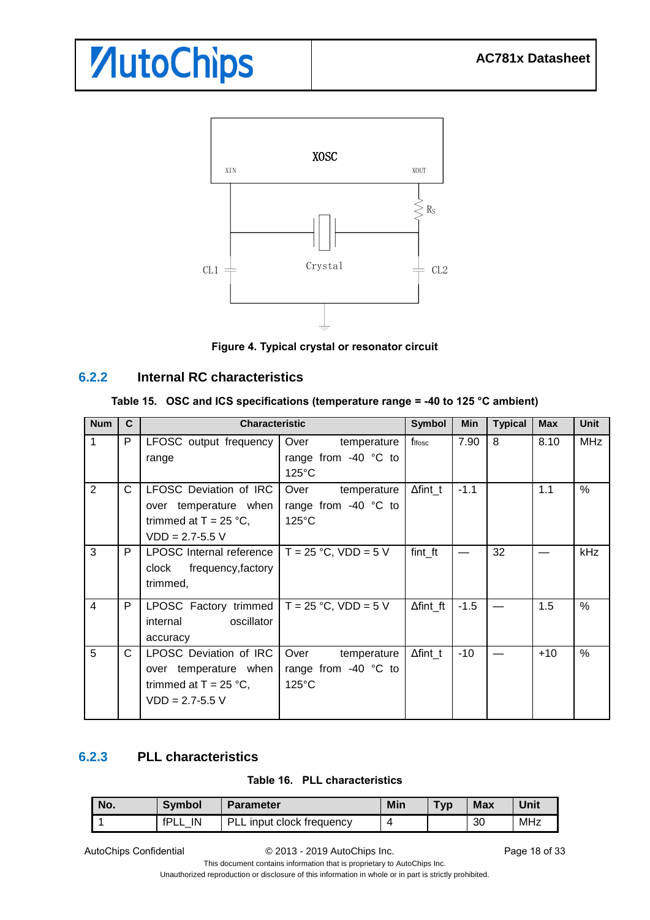XOSC

XIN XOUT

$R_S$

Crystal

CL1 CL2

**Figure 4. Typical crystal or resonator circuit**

### 6.2.2 Internal RC characteristics

**Table 15. OSC and ICS specifications (temperature range = -40 to 125 °C ambient)**

| Num | C | Characteristic | | Symbol | Min | Typical | Max | Unit |
|---|---|---|---|---|---|---|---|---|
| 1 | P | LFOSC output frequency range | Over temperature range from -40 °C to 125°C | $f_{lfosc}$ | 7.90 | 8 | 8.10 | MHz |
| 2 | C | LFOSC Deviation of IRC over temperature when trimmed at T = 25 °C, VDD = 2.7-5.5 V | Over temperature range from -40 °C to 125°C | Δfint_t | -1.1 | | 1.1 | % |
| 3 | P | LPOSC Internal reference clock frequency,factory trimmed, | T = 25 °C, VDD = 5 V | fint_ft | — | 32 | — | kHz |
| 4 | P | LPOSC Factory trimmed internal oscillator accuracy | T = 25 °C, VDD = 5 V | Δfint_ft | -1.5 | — | 1.5 | % |
| 5 | C | LPOSC Deviation of IRC over temperature when trimmed at T = 25 °C, VDD = 2.7-5.5 V | Over temperature range from -40 °C to 125°C | Δfint_t | -10 | — | +10 | % |

### 6.2.3 PLL characteristics

**Table 16. PLL characteristics**

| No. | Symbol | Parameter | Min | Typ | Max | Unit |
|---|---|---|---|---|---|---|
| 1 | fPLL_IN | PLL input clock frequency | 4 | | 30 | MHz |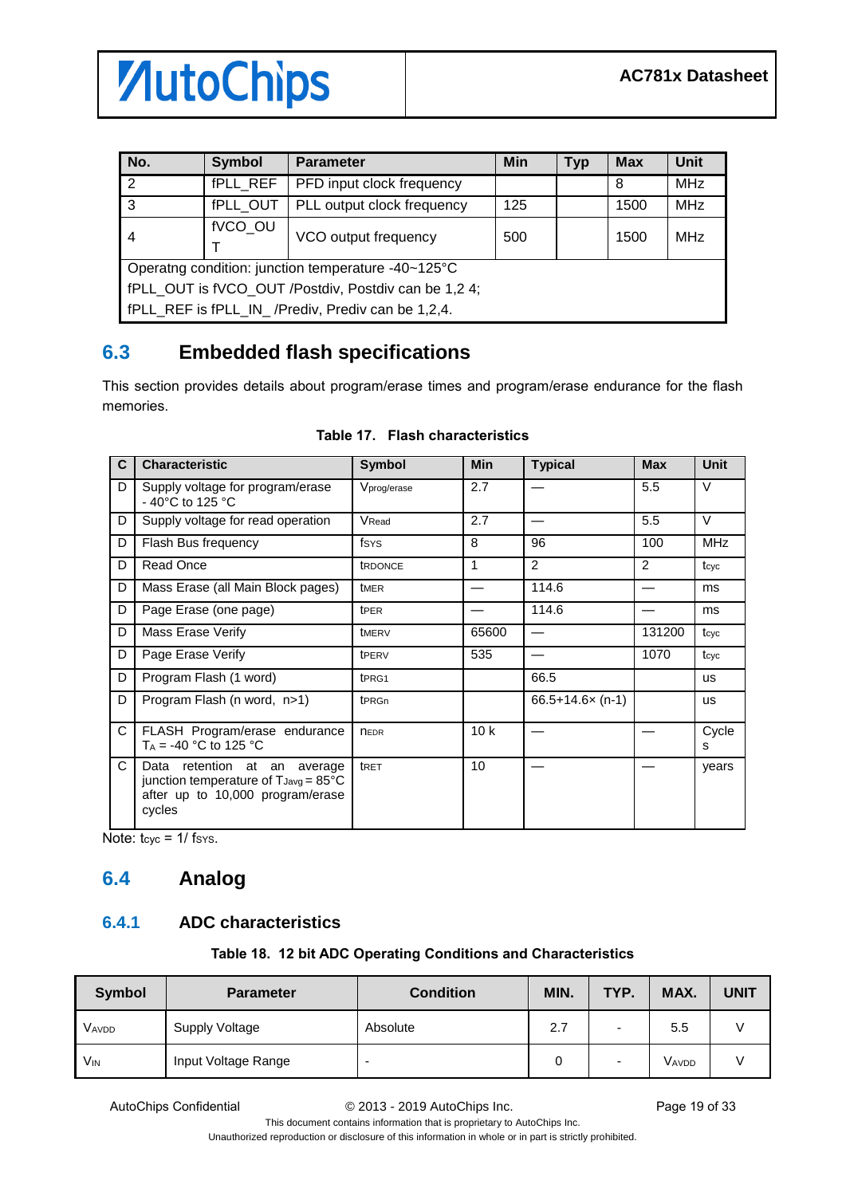| No. | Symbol | Parameter | Min | Typ | Max | Unit |
|---|---|---|---|---|---|---|
| 2 | fPLL_REF | PFD input clock frequency | | | 8 | MHz |
| 3 | fPLL_OUT | PLL output clock frequency | 125 | | 1500 | MHz |
| 4 | fVCO_OUT | VCO output frequency | 500 | | 1500 | MHz |
| Operatng condition: junction temperature -40~125°C<br>fPLL_OUT is fVCO_OUT /Postdiv, Postdiv can be 1,2 4;<br>fPLL_REF is fPLL_IN_ /Prediv, Prediv can be 1,2,4. | | | | | | |

## 6.3 Embedded flash specifications

This section provides details about program/erase times and program/erase endurance for the flash memories.

**Table 17. Flash characteristics**

| C | Characteristic | Symbol | Min | Typical | Max | Unit |
|---|---|---|---|---|---|---|
| D | Supply voltage for program/erase - 40°C to 125 °C | $V_{prog/erase}$ | 2.7 | — | 5.5 | V |
| D | Supply voltage for read operation | $V_{Read}$ | 2.7 | — | 5.5 | V |
| D | Flash Bus frequency | $f_{SYS}$ | 8 | 96 | 100 | MHz |
| D | Read Once | $t_{RDONCE}$ | 1 | 2 | 2 | $t_{cyc}$ |
| D | Mass Erase (all Main Block pages) | $t_{MER}$ | — | 114.6 | — | ms |
| D | Page Erase (one page) | $t_{PER}$ | — | 114.6 | — | ms |
| D | Mass Erase Verify | $t_{MERV}$ | 65600 | — | 131200 | $t_{cyc}$ |
| D | Page Erase Verify | $t_{PERV}$ | 535 | — | 1070 | $t_{cyc}$ |
| D | Program Flash (1 word) | $t_{PRG1}$ | | 66.5 | | us |
| D | Program Flash (n word, n>1) | $t_{PRGn}$ | | 66.5+14.6× (n-1) | | us |
| C | FLASH Program/erase endurance $T_A$ = -40 °C to 125 °C | $n_{EDR}$ | 10 k | — | — | Cycles |
| C | Data retention at an average junction temperature of $T_{Javg}$ = 85°C after up to 10,000 program/erase cycles | $t_{RET}$ | 10 | — | — | years |

Note: $t_{cyc}$ = 1/ $f_{SYS}$.

## 6.4 Analog

### 6.4.1 ADC characteristics

**Table 18. 12 bit ADC Operating Conditions and Characteristics**

| Symbol | Parameter | Condition | MIN. | TYP. | MAX. | UNIT |
|---|---|---|---|---|---|---|
| $V_{AVDD}$ | Supply Voltage | Absolute | 2.7 | - | 5.5 | V |
| $V_{IN}$ | Input Voltage Range | - | 0 | - | $V_{AVDD}$ | V |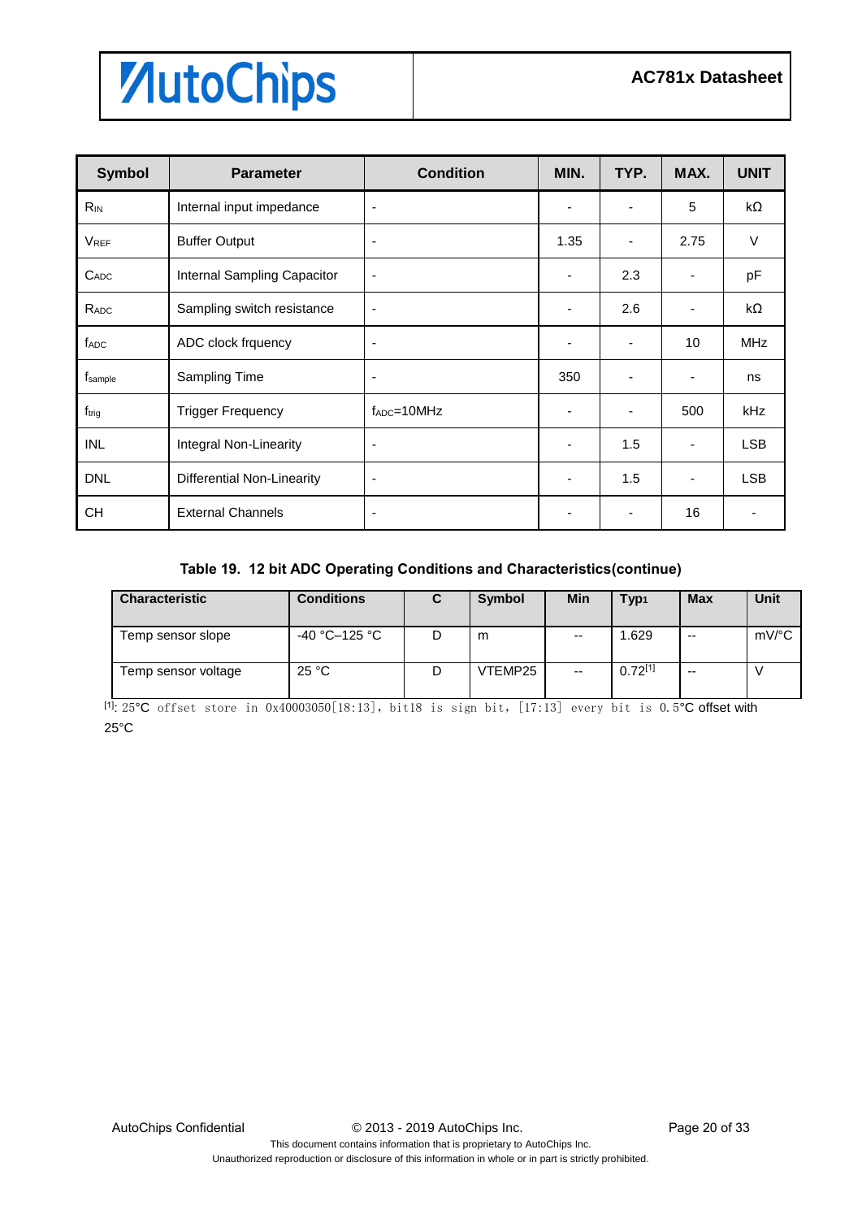| Symbol | Parameter | Condition | MIN. | TYP. | MAX. | UNIT |
|---|---|---|---|---|---|---|
| $R_{IN}$ | Internal input impedance | - | - | - | 5 | kΩ |
| $V_{REF}$ | Buffer Output | - | 1.35 | - | 2.75 | V |
| $C_{ADC}$ | Internal Sampling Capacitor | - | - | 2.3 | - | pF |
| $R_{ADC}$ | Sampling switch resistance | - | - | 2.6 | - | kΩ |
| $f_{ADC}$ | ADC clock frquency | - | - | - | 10 | MHz |
| $f_{sample}$ | Sampling Time | - | 350 | - | - | ns |
| $f_{trig}$ | Trigger Frequency | $f_{ADC}$=10MHz | - | - | 500 | kHz |
| INL | Integral Non-Linearity | - | - | 1.5 | - | LSB |
| DNL | Differential Non-Linearity | - | - | 1.5 | - | LSB |
| CH | External Channels | - | - | - | 16 | - |

**Table 19. 12 bit ADC Operating Conditions and Characteristics(continue)**

| Characteristic | Conditions | C | Symbol | Min | Typ1 | Max | Unit |
|---|---|---|---|---|---|---|---|
| Temp sensor slope | -40 °C–125 °C | D | m | -- | 1.629 | -- | mV/°C |
| Temp sensor voltage | 25 °C | D | VTEMP25 | -- | 0.72[1] | -- | V |

[1]: 25°C offset store in 0x40003050[18:13], bit18 is sign bit, [17:13] every bit is 0.5°C offset with 25°C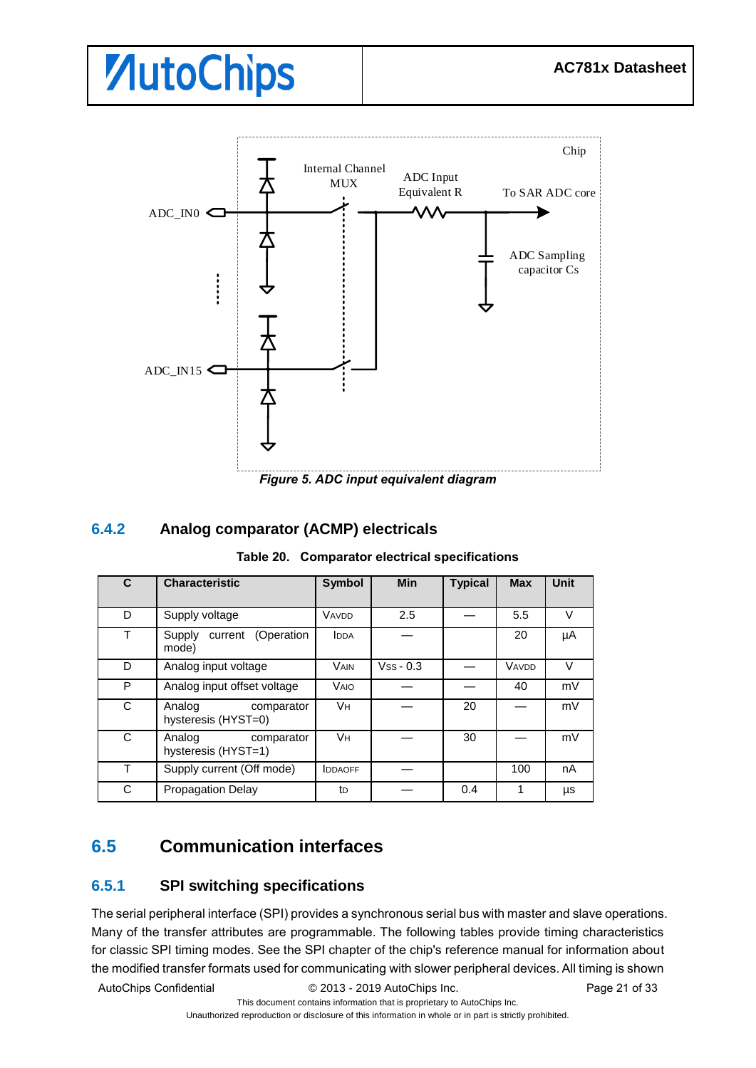Chip

Internal Channel MUX

ADC Input Equivalent R

To SAR ADC core

ADC_IN0

ADC Sampling capacitor Cs

ADC_IN15

*Figure 5. ADC input equivalent diagram*

### 6.4.2 Analog comparator (ACMP) electricals

**Table 20. Comparator electrical specifications**

| C | Characteristic | Symbol | Min | Typical | Max | Unit |
|---|---|---|---|---|---|---|
| D | Supply voltage | $V_{AVDD}$ | 2.5 | — | 5.5 | V |
| T | Supply current (Operation mode) | $I_{DDA}$ | — | | 20 | μA |
| D | Analog input voltage | $V_{AIN}$ | $V_{SS}$ - 0.3 | — | $V_{AVDD}$ | V |
| P | Analog input offset voltage | $V_{AIO}$ | — | — | 40 | mV |
| C | Analog comparator hysteresis (HYST=0) | $V_H$ | — | 20 | — | mV |
| C | Analog comparator hysteresis (HYST=1) | $V_H$ | — | 30 | — | mV |
| T | Supply current (Off mode) | $I_{DDAOFF}$ | — | | 100 | nA |
| C | Propagation Delay | $t_D$ | — | 0.4 | 1 | μs |

## 6.5 Communication interfaces

### 6.5.1 SPI switching specifications

The serial peripheral interface (SPI) provides a synchronous serial bus with master and slave operations. Many of the transfer attributes are programmable. The following tables provide timing characteristics for classic SPI timing modes. See the SPI chapter of the chip's reference manual for information about the modified transfer formats used for communicating with slower peripheral devices. All timing is shown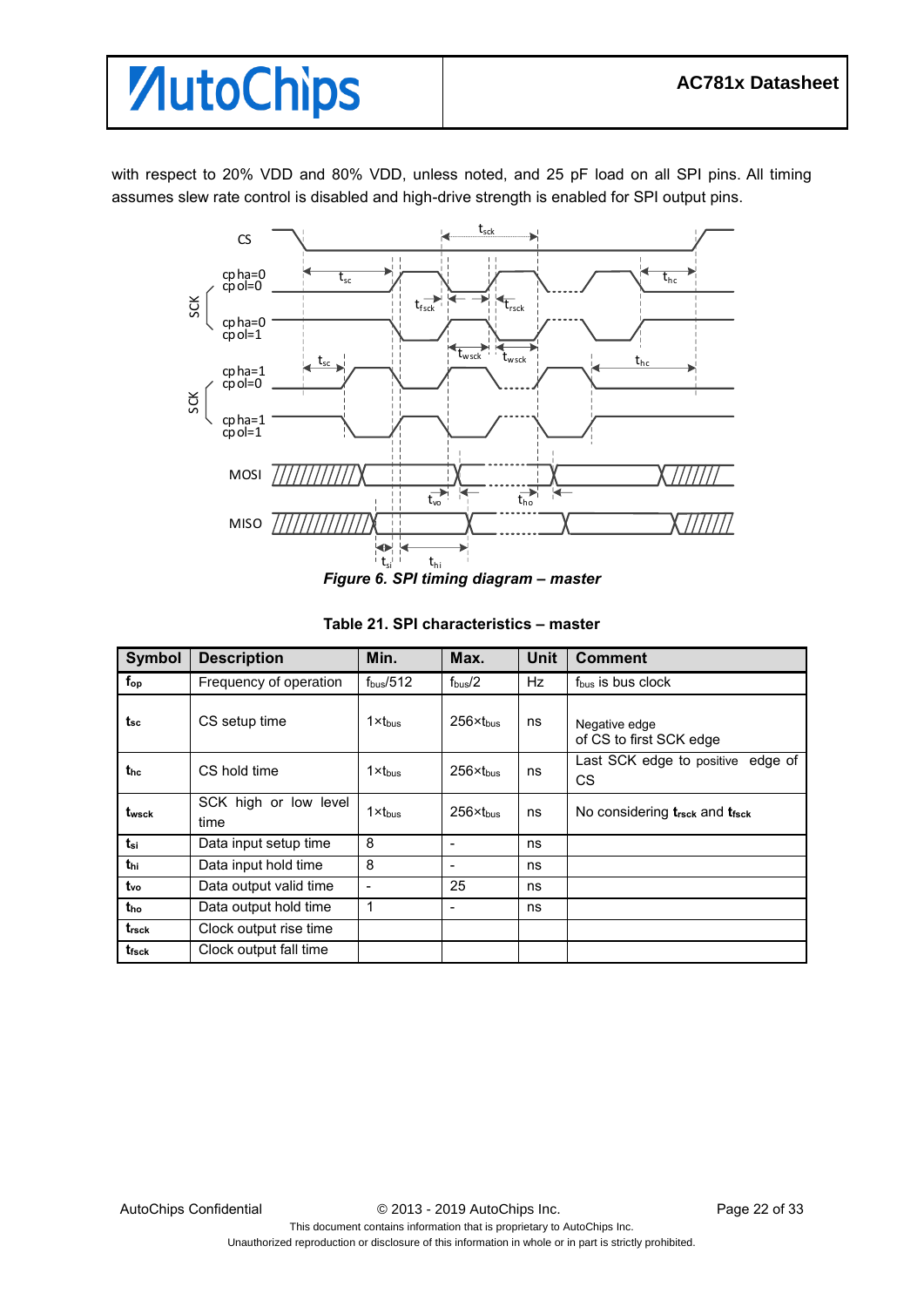with respect to 20% VDD and 80% VDD, unless noted, and 25 pF load on all SPI pins. All timing assumes slew rate control is disabled and high-drive strength is enabled for SPI output pins.

***Figure 6. SPI timing diagram – master***

**Table 21. SPI characteristics – master**

| Symbol | Description | Min. | Max. | Unit | Comment |
|---|---|---|---|---|---|
| $f_{op}$ | Frequency of operation | $f_{bus}/512$ | $f_{bus}/2$ | Hz | $f_{bus}$ is bus clock |
| $t_{sc}$ | CS setup time | $1 \times t_{bus}$ | $256 \times t_{bus}$ | ns | Negative edge of CS to first SCK edge |
| $t_{hc}$ | CS hold time | $1 \times t_{bus}$ | $256 \times t_{bus}$ | ns | Last SCK edge to positive edge of CS |
| $t_{wsck}$ | SCK high or low level time | $1 \times t_{bus}$ | $256 \times t_{bus}$ | ns | No considering $t_{rsck}$ and $t_{fsck}$ |
| $t_{si}$ | Data input setup time | 8 | - | ns | |
| $t_{hi}$ | Data input hold time | 8 | - | ns | |
| $t_{vo}$ | Data output valid time | - | 25 | ns | |
| $t_{ho}$ | Data output hold time | 1 | - | ns | |
| $t_{rsck}$ | Clock output rise time | | | | |
| $t_{fsck}$ | Clock output fall time | | | | |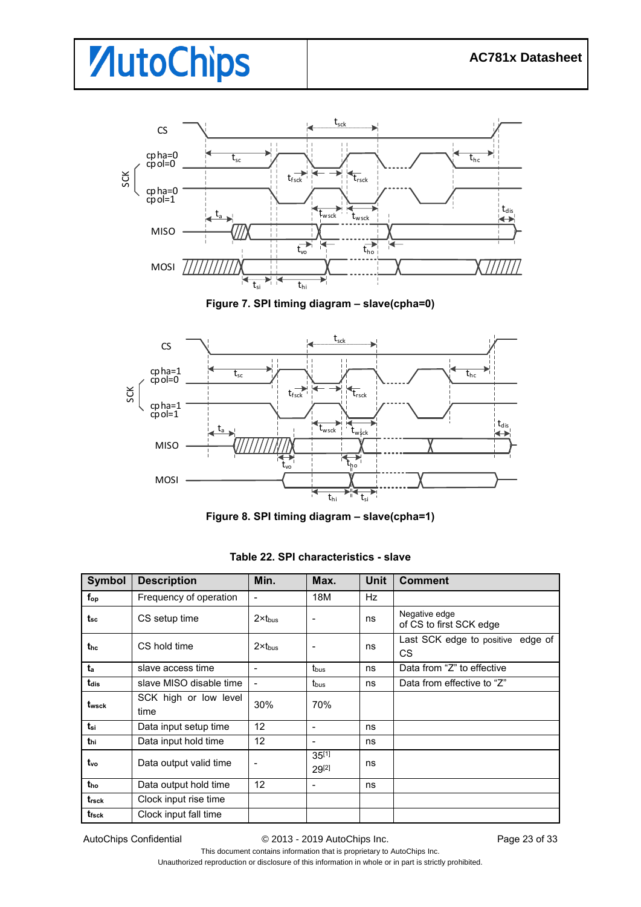Figure 7. SPI timing diagram – slave(cpha=0)

Figure 8. SPI timing diagram – slave(cpha=1)

Table 22. SPI characteristics - slave

| Symbol | Description | Min. | Max. | Unit | Comment |
|---|---|---|---|---|---|
| $f_{op}$ | Frequency of operation | - | 18M | Hz | |
| $t_{sc}$ | CS setup time | $2 \times t_{bus}$ | - | ns | Negative edge of CS to first SCK edge |
| $t_{hc}$ | CS hold time | $2 \times t_{bus}$ | - | ns | Last SCK edge to positive edge of CS |
| $t_{a}$ | slave access time | - | $t_{bus}$ | ns | Data from “Z” to effective |
| $t_{dis}$ | slave MISO disable time | - | $t_{bus}$ | ns | Data from effective to “Z” |
| $t_{wsck}$ | SCK high or low level time | 30% | 70% | | |
| $t_{si}$ | Data input setup time | 12 | - | ns | |
| $t_{hi}$ | Data input hold time | 12 | - | ns | |
| $t_{vo}$ | Data output valid time | - | 35[1] 29[2] | ns | |
| $t_{ho}$ | Data output hold time | 12 | - | ns | |
| $t_{rsck}$ | Clock input rise time | | | | |
| $t_{fsck}$ | Clock input fall time | | | | |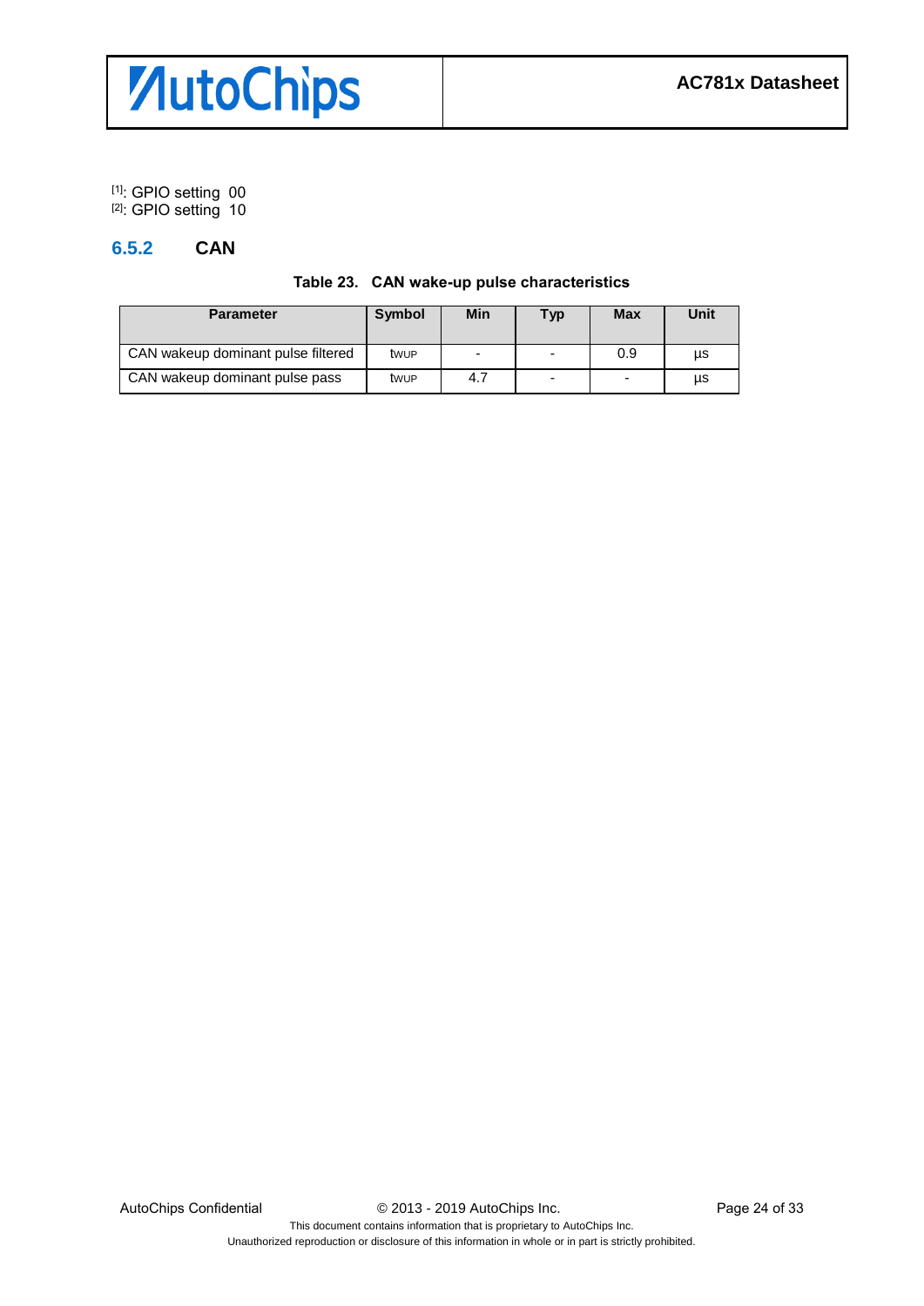[1]: GPIO setting 00
[2]: GPIO setting 10

### 6.5.2 CAN

**Table 23. CAN wake-up pulse characteristics**

| Parameter | Symbol | Min | Typ | Max | Unit |
|---|---|---|---|---|---|
| CAN wakeup dominant pulse filtered | $t_{WUP}$ | - | - | 0.9 | µs |
| CAN wakeup dominant pulse pass | $t_{WUP}$ | 4.7 | - | - | µs |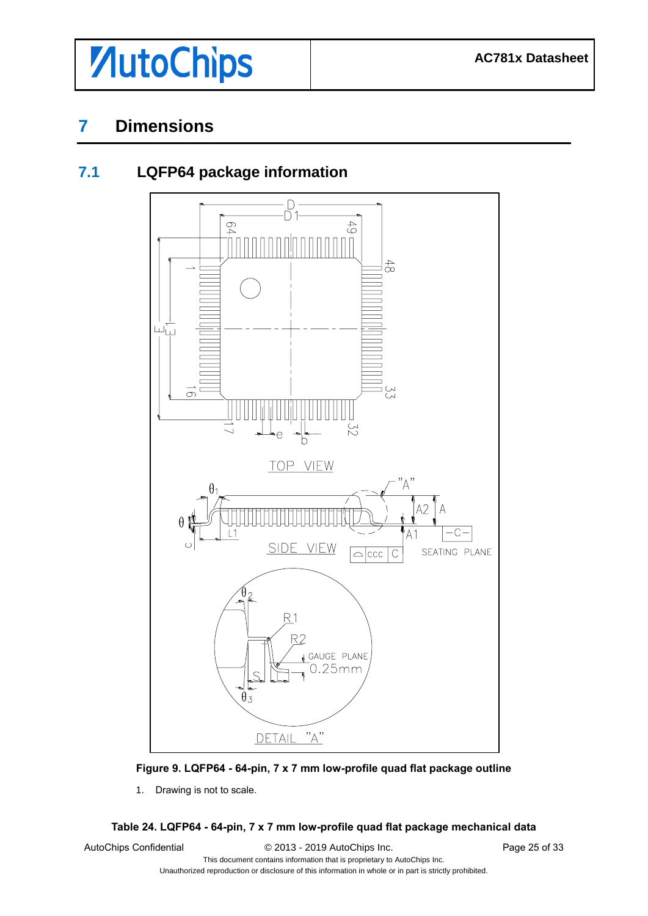# 7 Dimensions

## 7.1 LQFP64 package information

Figure 9. LQFP64 - 64-pin, 7 x 7 mm low-profile quad flat package outline

1. Drawing is not to scale.

Table 24. LQFP64 - 64-pin, 7 x 7 mm low-profile quad flat package mechanical data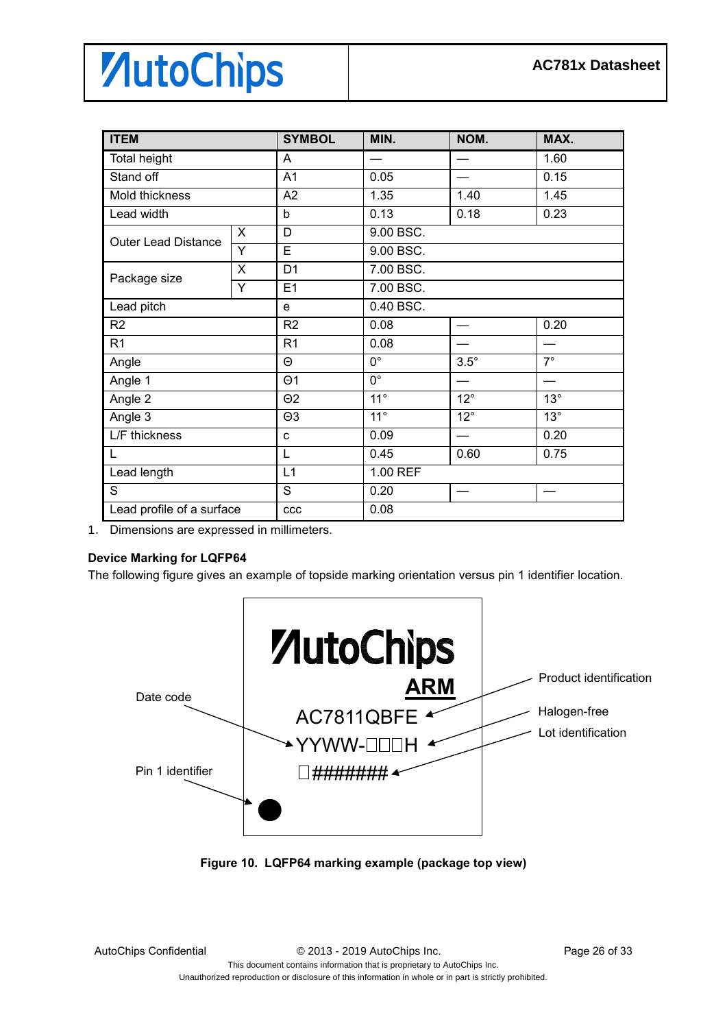| ITEM | | SYMBOL | MIN. | NOM. | MAX. |
|---|---|---|---|---|---|
| Total height | | A | — | — | 1.60 |
| Stand off | | A1 | 0.05 | — | 0.15 |
| Mold thickness | | A2 | 1.35 | 1.40 | 1.45 |
| Lead width | | b | 0.13 | 0.18 | 0.23 |
| Outer Lead Distance | X | D | 9.00 BSC. | | |
| | Y | E | 9.00 BSC. | | |
| Package size | X | D1 | 7.00 BSC. | | |
| | Y | E1 | 7.00 BSC. | | |
| Lead pitch | | e | 0.40 BSC. | | |
| R2 | | R2 | 0.08 | — | 0.20 |
| R1 | | R1 | 0.08 | — | — |
| Angle | | Θ | 0° | 3.5° | 7° |
| Angle 1 | | Θ1 | 0° | — | — |
| Angle 2 | | Θ2 | 11° | 12° | 13° |
| Angle 3 | | Θ3 | 11° | 12° | 13° |
| L/F thickness | | c | 0.09 | — | 0.20 |
| L | | L | 0.45 | 0.60 | 0.75 |
| Lead length | | L1 | 1.00 REF | | |
| S | | S | 0.20 | — | — |
| Lead profile of a surface | | ccc | 0.08 | | |

1. Dimensions are expressed in millimeters.

**Device Marking for LQFP64**

The following figure gives an example of topside marking orientation versus pin 1 identifier location.

AutoChips

ARM

AC7811QBFE

YYWW-□□□H

□#######

Date code

Pin 1 identifier

Product identification

Halogen-free

Lot identification

**Figure 10. LQFP64 marking example (package top view)**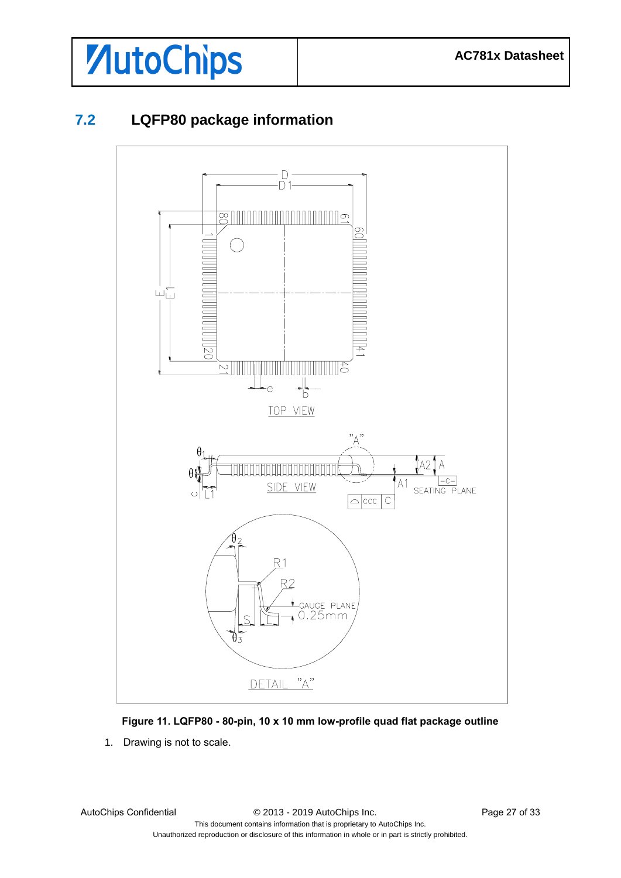## 7.2 LQFP80 package information

**Figure 11. LQFP80 - 80-pin, 10 x 10 mm low-profile quad flat package outline**

1. Drawing is not to scale.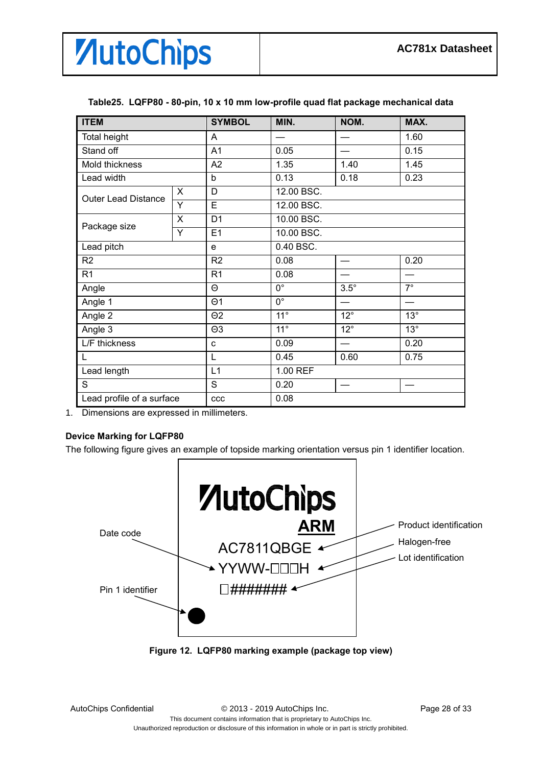**Table25. LQFP80 - 80-pin, 10 x 10 mm low-profile quad flat package mechanical data**

| ITEM | | SYMBOL | MIN. | NOM. | MAX. |
|---|---|---|---|---|---|
| Total height | | A | — | — | 1.60 |
| Stand off | | A1 | 0.05 | — | 0.15 |
| Mold thickness | | A2 | 1.35 | 1.40 | 1.45 |
| Lead width | | b | 0.13 | 0.18 | 0.23 |
| Outer Lead Distance | X | D | 12.00 BSC. | | |
| | Y | E | 12.00 BSC. | | |
| Package size | X | D1 | 10.00 BSC. | | |
| | Y | E1 | 10.00 BSC. | | |
| Lead pitch | | e | 0.40 BSC. | | |
| R2 | | R2 | 0.08 | — | 0.20 |
| R1 | | R1 | 0.08 | — | — |
| Angle | | Θ | 0° | 3.5° | 7° |
| Angle 1 | | Θ1 | 0° | — | — |
| Angle 2 | | Θ2 | 11° | 12° | 13° |
| Angle 3 | | Θ3 | 11° | 12° | 13° |
| L/F thickness | | c | 0.09 | — | 0.20 |
| L | | L | 0.45 | 0.60 | 0.75 |
| Lead length | | L1 | 1.00 REF | | |
| S | | S | 0.20 | — | — |
| Lead profile of a surface | | ccc | 0.08 | | |

1. Dimensions are expressed in millimeters.

**Device Marking for LQFP80**

The following figure gives an example of topside marking orientation versus pin 1 identifier location.

AutoChips
ARM
AC7811QBGE
YYWW-□□□H
□#######

Date code
Pin 1 identifier
Product identification
Halogen-free
Lot identification

**Figure 12. LQFP80 marking example (package top view)**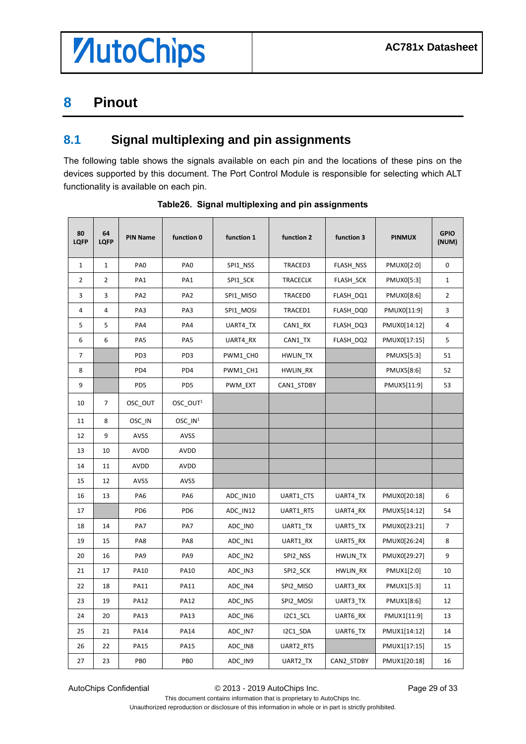# 8 Pinout

## 8.1 Signal multiplexing and pin assignments

The following table shows the signals available on each pin and the locations of these pins on the devices supported by this document. The Port Control Module is responsible for selecting which ALT functionality is available on each pin.

**Table26. Signal multiplexing and pin assignments**

| 80 LQFP | 64 LQFP | PIN Name | function 0 | function 1 | function 2 | function 3 | PINMUX | GPIO (NUM) |
|---|---|---|---|---|---|---|---|---|
| 1 | 1 | PA0 | PA0 | SPI1_NSS | TRACED3 | FLASH_NSS | PMUX0[2:0] | 0 |
| 2 | 2 | PA1 | PA1 | SPI1_SCK | TRACECLK | FLASH_SCK | PMUX0[5:3] | 1 |
| 3 | 3 | PA2 | PA2 | SPI1_MISO | TRACED0 | FLASH_DQ1 | PMUX0[8:6] | 2 |
| 4 | 4 | PA3 | PA3 | SPI1_MOSI | TRACED1 | FLASH_DQ0 | PMUX0[11:9] | 3 |
| 5 | 5 | PA4 | PA4 | UART4_TX | CAN1_RX | FLASH_DQ3 | PMUX0[14:12] | 4 |
| 6 | 6 | PA5 | PA5 | UART4_RX | CAN1_TX | FLASH_DQ2 | PMUX0[17:15] | 5 |
| 7 | | PD3 | PD3 | PWM1_CH0 | HWLIN_TX | | PMUX5[5:3] | 51 |
| 8 | | PD4 | PD4 | PWM1_CH1 | HWLIN_RX | | PMUX5[8:6] | 52 |
| 9 | | PD5 | PD5 | PWM_EXT | CAN1_STDBY | | PMUX5[11:9] | 53 |
| 10 | 7 | OSC_OUT | OSC_OUT[1] | | | | | |
| 11 | 8 | OSC_IN | OSC_IN[1] | | | | | |
| 12 | 9 | AVSS | AVSS | | | | | |
| 13 | 10 | AVDD | AVDD | | | | | |
| 14 | 11 | AVDD | AVDD | | | | | |
| 15 | 12 | AVSS | AVSS | | | | | |
| 16 | 13 | PA6 | PA6 | ADC_IN10 | UART1_CTS | UART4_TX | PMUX0[20:18] | 6 |
| 17 | | PD6 | PD6 | ADC_IN12 | UART1_RTS | UART4_RX | PMUX5[14:12] | 54 |
| 18 | 14 | PA7 | PA7 | ADC_IN0 | UART1_TX | UART5_TX | PMUX0[23:21] | 7 |
| 19 | 15 | PA8 | PA8 | ADC_IN1 | UART1_RX | UART5_RX | PMUX0[26:24] | 8 |
| 20 | 16 | PA9 | PA9 | ADC_IN2 | SPI2_NSS | HWLIN_TX | PMUX0[29:27] | 9 |
| 21 | 17 | PA10 | PA10 | ADC_IN3 | SPI2_SCK | HWLIN_RX | PMUX1[2:0] | 10 |
| 22 | 18 | PA11 | PA11 | ADC_IN4 | SPI2_MISO | UART3_RX | PMUX1[5:3] | 11 |
| 23 | 19 | PA12 | PA12 | ADC_IN5 | SPI2_MOSI | UART3_TX | PMUX1[8:6] | 12 |
| 24 | 20 | PA13 | PA13 | ADC_IN6 | I2C1_SCL | UART6_RX | PMUX1[11:9] | 13 |
| 25 | 21 | PA14 | PA14 | ADC_IN7 | I2C1_SDA | UART6_TX | PMUX1[14:12] | 14 |
| 26 | 22 | PA15 | PA15 | ADC_IN8 | UART2_RTS | | PMUX1[17:15] | 15 |
| 27 | 23 | PB0 | PB0 | ADC_IN9 | UART2_TX | CAN2_STDBY | PMUX1[20:18] | 16 |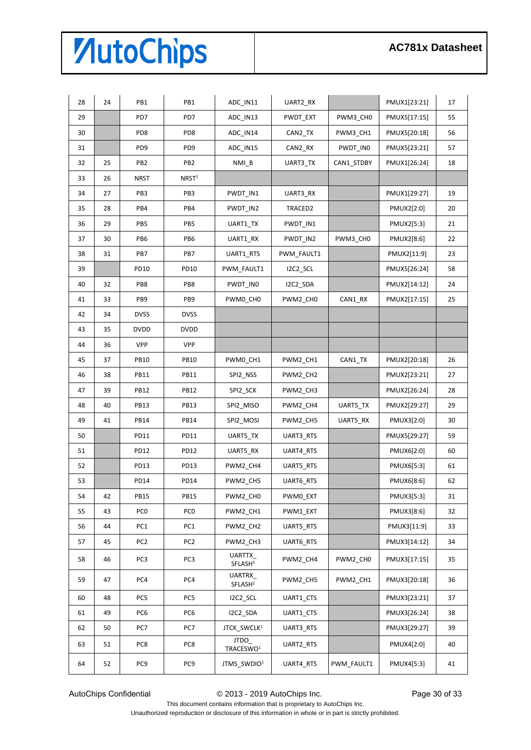| 28 | 24 | PB1 | PB1 | ADC_IN11 | UART2_RX | | PMUX1[23:21] | 17 |
|---|---|---|---|---|---|---|---|---|
| 29 | | PD7 | PD7 | ADC_IN13 | PWDT_EXT | PWM3_CH0 | PMUX5[17:15] | 55 |
| 30 | | PD8 | PD8 | ADC_IN14 | CAN2_TX | PWM3_CH1 | PMUX5[20:18] | 56 |
| 31 | | PD9 | PD9 | ADC_IN15 | CAN2_RX | PWDT_IN0 | PMUX5[23:21] | 57 |
| 32 | 25 | PB2 | PB2 | NMI_B | UART3_TX | CAN1_STDBY | PMUX1[26:24] | 18 |
| 33 | 26 | NRST | NRST[1] | | | | | |
| 34 | 27 | PB3 | PB3 | PWDT_IN1 | UART3_RX | | PMUX1[29:27] | 19 |
| 35 | 28 | PB4 | PB4 | PWDT_IN2 | TRACED2 | | PMUX2[2:0] | 20 |
| 36 | 29 | PB5 | PB5 | UART1_TX | PWDT_IN1 | | PMUX2[5:3] | 21 |
| 37 | 30 | PB6 | PB6 | UART1_RX | PWDT_IN2 | PWM3_CH0 | PMUX2[8:6] | 22 |
| 38 | 31 | PB7 | PB7 | UART1_RTS | PWM_FAULT1 | | PMUX2[11:9] | 23 |
| 39 | | PD10 | PD10 | PWM_FAULT1 | I2C2_SCL | | PMUX5[26:24] | 58 |
| 40 | 32 | PB8 | PB8 | PWDT_IN0 | I2C2_SDA | | PMUX2[14:12] | 24 |
| 41 | 33 | PB9 | PB9 | PWM0_CH0 | PWM2_CH0 | CAN1_RX | PMUX2[17:15] | 25 |
| 42 | 34 | DVSS | DVSS | | | | | |
| 43 | 35 | DVDD | DVDD | | | | | |
| 44 | 36 | VPP | VPP | | | | | |
| 45 | 37 | PB10 | PB10 | PWM0_CH1 | PWM2_CH1 | CAN1_TX | PMUX2[20:18] | 26 |
| 46 | 38 | PB11 | PB11 | SPI2_NSS | PWM2_CH2 | | PMUX2[23:21] | 27 |
| 47 | 39 | PB12 | PB12 | SPI2_SCK | PWM2_CH3 | | PMUX2[26:24] | 28 |
| 48 | 40 | PB13 | PB13 | SPI2_MISO | PWM2_CH4 | UART5_TX | PMUX2[29:27] | 29 |
| 49 | 41 | PB14 | PB14 | SPI2_MOSI | PWM2_CH5 | UART5_RX | PMUX3[2:0] | 30 |
| 50 | | PD11 | PD11 | UART5_TX | UART3_RTS | | PMUX5[29:27] | 59 |
| 51 | | PD12 | PD12 | UART5_RX | UART4_RTS | | PMUX6[2:0] | 60 |
| 52 | | PD13 | PD13 | PWM2_CH4 | UART5_RTS | | PMUX6[5:3] | 61 |
| 53 | | PD14 | PD14 | PWM2_CH5 | UART6_RTS | | PMUX6[8:6] | 62 |
| 54 | 42 | PB15 | PB15 | PWM2_CH0 | PWM0_EXT | | PMUX3[5:3] | 31 |
| 55 | 43 | PC0 | PC0 | PWM2_CH1 | PWM1_EXT | | PMUX3[8:6] | 32 |
| 56 | 44 | PC1 | PC1 | PWM2_CH2 | UART5_RTS | | PMUX3[11:9] | 33 |
| 57 | 45 | PC2 | PC2 | PWM2_CH3 | UART6_RTS | | PMUX3[14:12] | 34 |
| 58 | 46 | PC3 | PC3 | UARTTX_SFLASH[1] | PWM2_CH4 | PWM2_CH0 | PMUX3[17:15] | 35 |
| 59 | 47 | PC4 | PC4 | UARTRX_SFLASH[1] | PWM2_CH5 | PWM2_CH1 | PMUX3[20:18] | 36 |
| 60 | 48 | PC5 | PC5 | I2C2_SCL | UART1_CTS | | PMUX3[23:21] | 37 |
| 61 | 49 | PC6 | PC6 | I2C2_SDA | UART1_CTS | | PMUX3[26:24] | 38 |
| 62 | 50 | PC7 | PC7 | JTCK_SWCLK[1] | UART3_RTS | | PMUX3[29:27] | 39 |
| 63 | 51 | PC8 | PC8 | JTDO_TRACESWO[1] | UART2_RTS | | PMUX4[2:0] | 40 |
| 64 | 52 | PC9 | PC9 | JTMS_SWDIO[1] | UART4_RTS | PWM_FAULT1 | PMUX4[5:3] | 41 |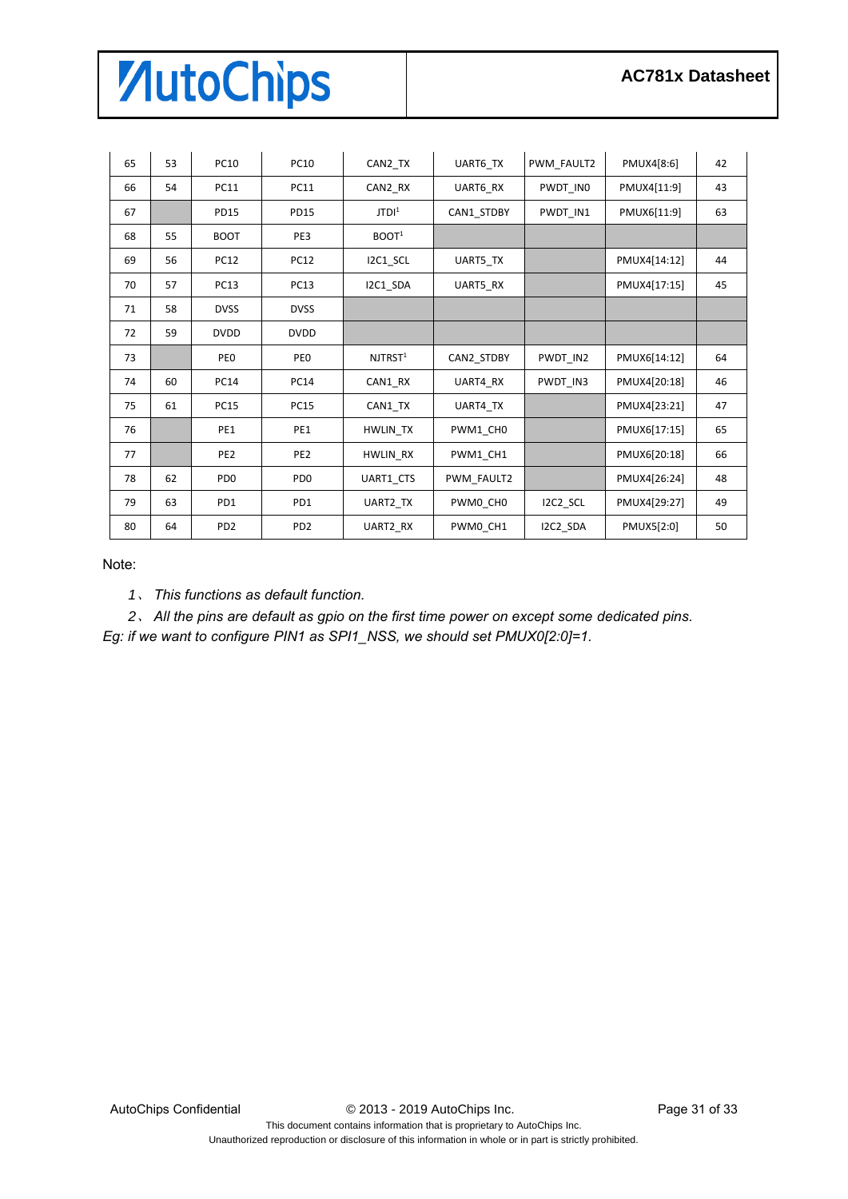| 65 | 53 | PC10 | PC10 | CAN2_TX | UART6_TX | PWM_FAULT2 | PMUX4[8:6] | 42 |
|---|---|---|---|---|---|---|---|---|
| 66 | 54 | PC11 | PC11 | CAN2_RX | UART6_RX | PWDT_IN0 | PMUX4[11:9] | 43 |
| 67 | | PD15 | PD15 | JTDI[1] | CAN1_STDBY | PWDT_IN1 | PMUX6[11:9] | 63 |
| 68 | 55 | BOOT | PE3 | BOOT[1] | | | | |
| 69 | 56 | PC12 | PC12 | I2C1_SCL | UART5_TX | | PMUX4[14:12] | 44 |
| 70 | 57 | PC13 | PC13 | I2C1_SDA | UART5_RX | | PMUX4[17:15] | 45 |
| 71 | 58 | DVSS | DVSS | | | | | |
| 72 | 59 | DVDD | DVDD | | | | | |
| 73 | | PE0 | PE0 | NJTRST[1] | CAN2_STDBY | PWDT_IN2 | PMUX6[14:12] | 64 |
| 74 | 60 | PC14 | PC14 | CAN1_RX | UART4_RX | PWDT_IN3 | PMUX4[20:18] | 46 |
| 75 | 61 | PC15 | PC15 | CAN1_TX | UART4_TX | | PMUX4[23:21] | 47 |
| 76 | | PE1 | PE1 | HWLIN_TX | PWM1_CH0 | | PMUX6[17:15] | 65 |
| 77 | | PE2 | PE2 | HWLIN_RX | PWM1_CH1 | | PMUX6[20:18] | 66 |
| 78 | 62 | PD0 | PD0 | UART1_CTS | PWM_FAULT2 | | PMUX4[26:24] | 48 |
| 79 | 63 | PD1 | PD1 | UART2_TX | PWM0_CH0 | I2C2_SCL | PMUX4[29:27] | 49 |
| 80 | 64 | PD2 | PD2 | UART2_RX | PWM0_CH1 | I2C2_SDA | PMUX5[2:0] | 50 |

Note:

*1、 This functions as default function.*

*2、 All the pins are default as gpio on the first time power on except some dedicated pins. Eg: if we want to configure PIN1 as SPI1_NSS, we should set PMUX0[2:0]=1.*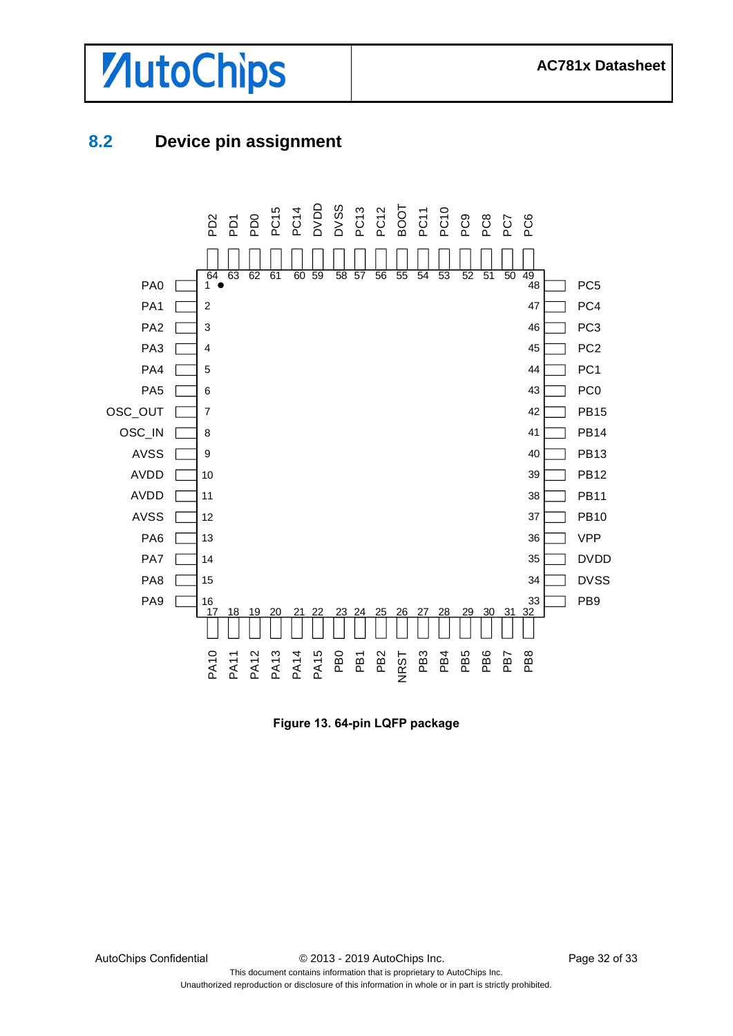## 8.2 Device pin assignment

| Pin | Name | Pin | Name | Pin | Name | Pin | Name |
|---|---|---|---|---|---|---|---|
| 1 | PA0 | 17 | PA10 | 33 | PB9 | 49 | PC6 |
| 2 | PA1 | 18 | PA11 | 34 | DVSS | 50 | PC7 |
| 3 | PA2 | 19 | PA12 | 35 | DVDD | 51 | PC8 |
| 4 | PA3 | 20 | PA13 | 36 | VPP | 52 | PC9 |
| 5 | PA4 | 21 | PA14 | 37 | PB10 | 53 | PC10 |
| 6 | PA5 | 22 | PA15 | 38 | PB11 | 54 | PC11 |
| 7 | OSC_OUT | 23 | PB0 | 39 | PB12 | 55 | BOOT |
| 8 | OSC_IN | 24 | PB1 | 40 | PB13 | 56 | PC12 |
| 9 | AVSS | 25 | PB2 | 41 | PB14 | 57 | PC13 |
| 10 | AVDD | 26 | NRST | 42 | PB15 | 58 | DVSS |
| 11 | AVDD | 27 | PB3 | 43 | PC0 | 59 | DVDD |
| 12 | AVSS | 28 | PB4 | 44 | PC1 | 60 | PC14 |
| 13 | PA6 | 29 | PB5 | 45 | PC2 | 61 | PC15 |
| 14 | PA7 | 30 | PB6 | 46 | PC3 | 62 | PD0 |
| 15 | PA8 | 31 | PB7 | 47 | PC4 | 63 | PD1 |
| 16 | PA9 | 32 | PB8 | 48 | PC5 | 64 | PD2 |

**Figure 13. 64-pin LQFP package**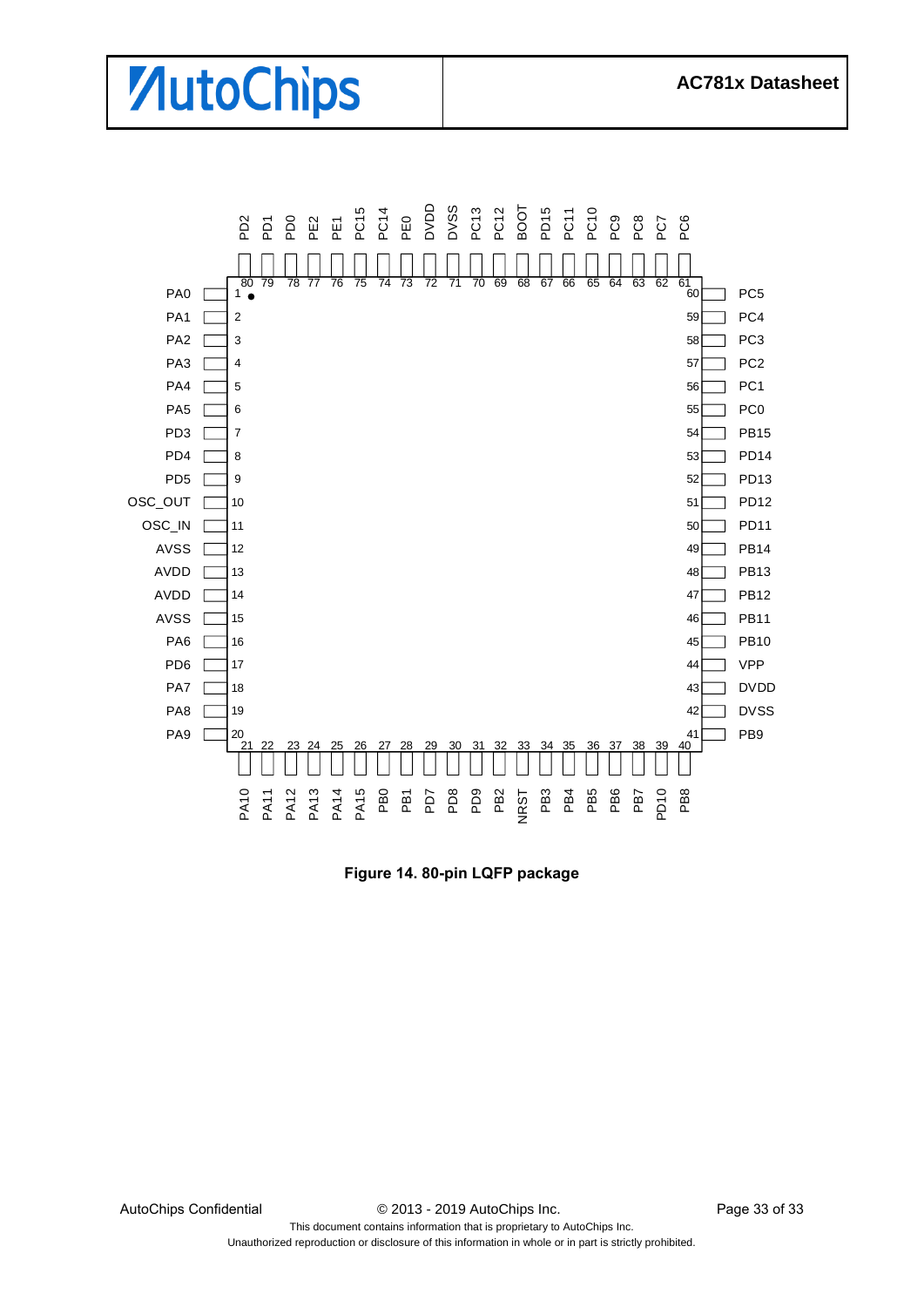PD2 PD1 PD0 PE2 PE1 PC15 PC14 PE0 DVDD DVSS PC13 PC12 BOOT PD15 PC11 PC10 PC9 PC8 PC7 PC6

80 79 78 77 76 75 74 73 72 71 70 69 68 67 66 65 64 63 62 61

1 PA0
2 PA1
3 PA2
4 PA3
5 PA4
6 PA5
7 PD3
8 PD4
9 PD5
10 OSC_OUT
11 OSC_IN
12 AVSS
13 AVDD
14 AVDD
15 AVSS
16 PA6
17 PD6
18 PA7
19 PA8
20 PA9

60 PC5
59 PC4
58 PC3
57 PC2
56 PC1
55 PC0
54 PB15
53 PD14
52 PD13
51 PD12
50 PD11
49 PB14
48 PB13
47 PB12
46 PB11
45 PB10
44 VPP
43 DVDD
42 DVSS
41 PB9

21 22 23 24 25 26 27 28 29 30 31 32 33 34 35 36 37 38 39 40

PA10 PA11 PA12 PA13 PA14 PA15 PB0 PB1 PD7 PD8 PD9 PB2 NRST PB3 PB4 PB5 PB6 PB7 PD10 PB8

**Figure 14. 80-pin LQFP package**